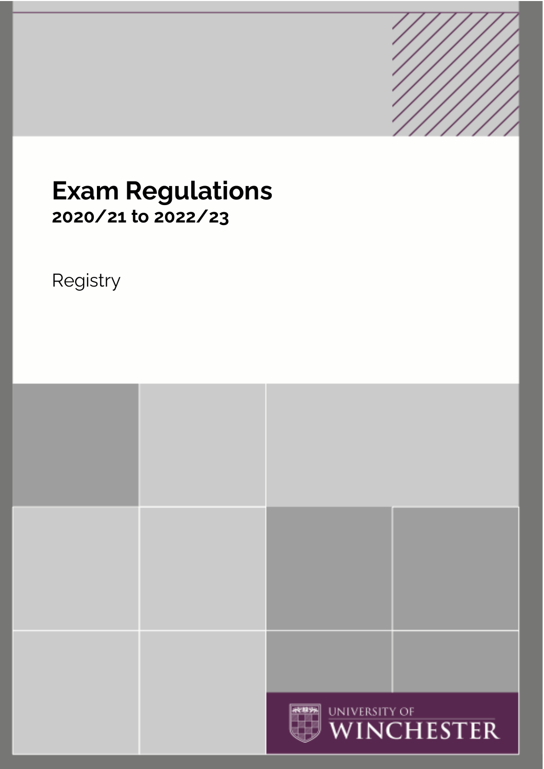# Exam Regulations

**2020/21 to 2022/23**

Registry

UNIVERSITY OF WINCHESTER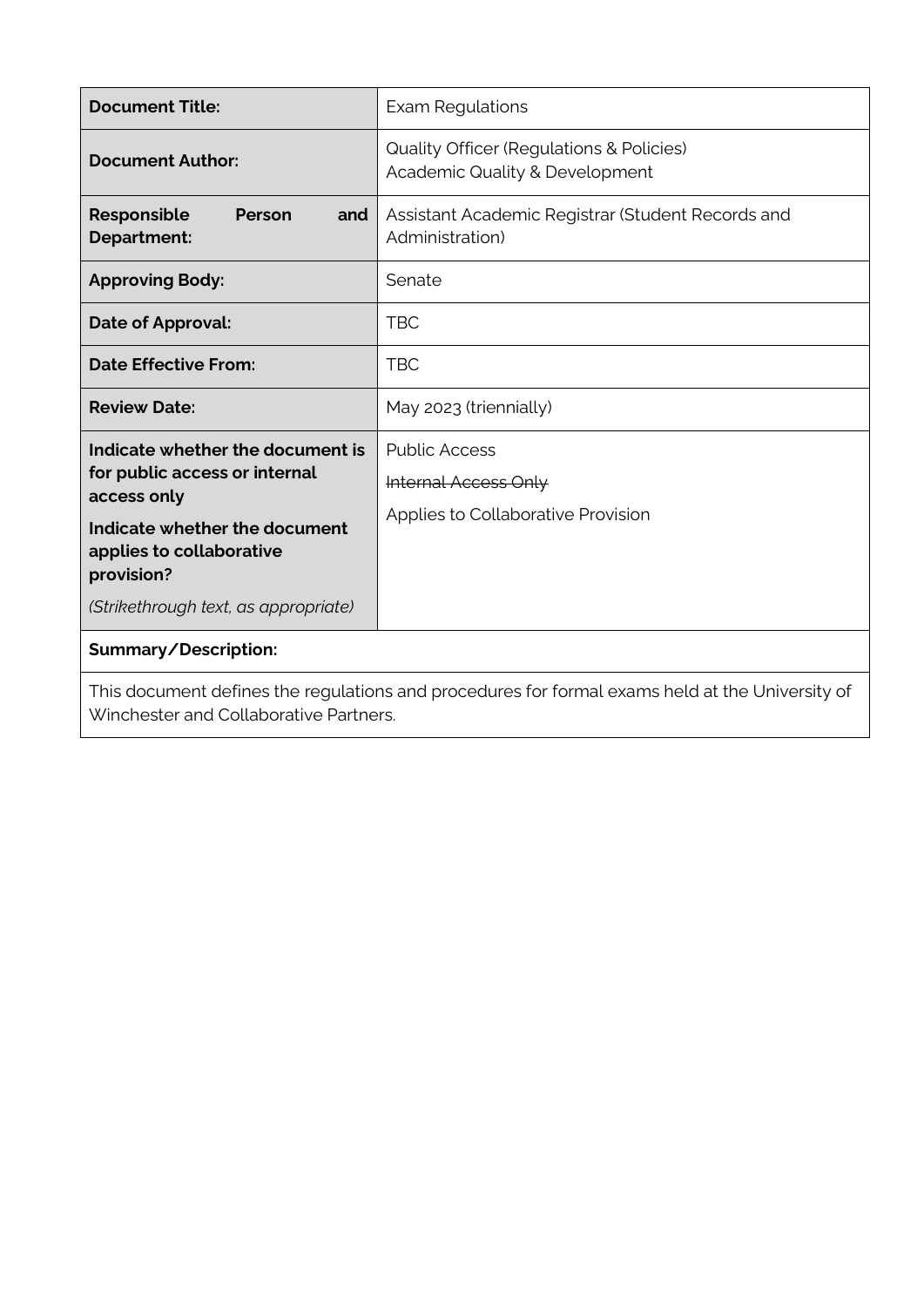| **Document Title:** | Exam Regulations |
| --- | --- |
| **Document Author:** | Quality Officer (Regulations & Policies)<br>Academic Quality & Development |
| **Responsible Person and Department:** | Assistant Academic Registrar (Student Records and Administration) |
| **Approving Body:** | Senate |
| **Date of Approval:** | TBC |
| **Date Effective From:** | TBC |
| **Review Date:** | May 2023 (triennially) |
| **Indicate whether the document is for public access or internal access only**<br>**Indicate whether the document applies to collaborative provision?**<br>*(Strikethrough text, as appropriate)* | Public Access<br>~~Internal Access Only~~<br>Applies to Collaborative Provision |
| **Summary/Description:** | |
| This document defines the regulations and procedures for formal exams held at the University of Winchester and Collaborative Partners. | |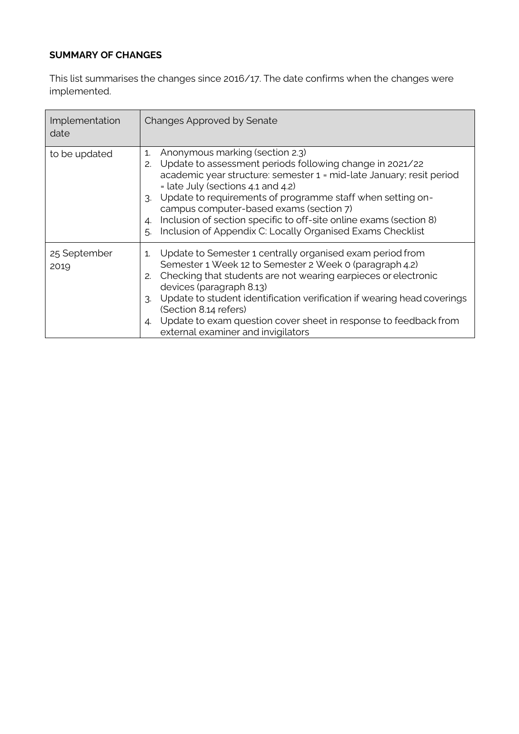**SUMMARY OF CHANGES**

This list summarises the changes since 2016/17. The date confirms when the changes were implemented.

| Implementation date | Changes Approved by Senate |
| --- | --- |
| to be updated | 1. Anonymous marking (section 2.3)<br>2. Update to assessment periods following change in 2021/22 academic year structure: semester 1 = mid-late January; resit period = late July (sections 4.1 and 4.2)<br>3. Update to requirements of programme staff when setting on-campus computer-based exams (section 7)<br>4. Inclusion of section specific to off-site online exams (section 8)<br>5. Inclusion of Appendix C: Locally Organised Exams Checklist |
| 25 September 2019 | 1. Update to Semester 1 centrally organised exam period from Semester 1 Week 12 to Semester 2 Week 0 (paragraph 4.2)<br>2. Checking that students are not wearing earpieces or electronic devices (paragraph 8.13)<br>3. Update to student identification verification if wearing head coverings (Section 8.14 refers)<br>4. Update to exam question cover sheet in response to feedback from external examiner and invigilators |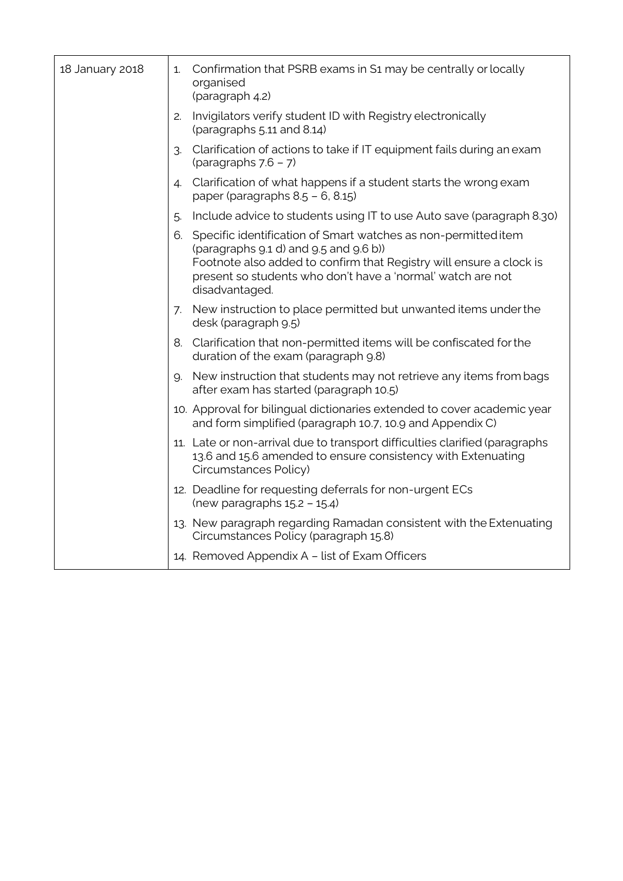| | |
|---|---|
| 18 January 2018 | 1. Confirmation that PSRB exams in S1 may be centrally or locally organised (paragraph 4.2)<br>2. Invigilators verify student ID with Registry electronically (paragraphs 5.11 and 8.14)<br>3. Clarification of actions to take if IT equipment fails during an exam (paragraphs 7.6 – 7)<br>4. Clarification of what happens if a student starts the wrong exam paper (paragraphs 8.5 – 6, 8.15)<br>5. Include advice to students using IT to use Auto save (paragraph 8.30)<br>6. Specific identification of Smart watches as non-permitted item (paragraphs 9.1 d) and 9.5 and 9.6 b)) Footnote also added to confirm that Registry will ensure a clock is present so students who don't have a 'normal' watch are not disadvantaged.<br>7. New instruction to place permitted but unwanted items under the desk (paragraph 9.5)<br>8. Clarification that non-permitted items will be confiscated for the duration of the exam (paragraph 9.8)<br>9. New instruction that students may not retrieve any items from bags after exam has started (paragraph 10.5)<br>10. Approval for bilingual dictionaries extended to cover academic year and form simplified (paragraph 10.7, 10.9 and Appendix C)<br>11. Late or non-arrival due to transport difficulties clarified (paragraphs 13.6 and 15.6 amended to ensure consistency with Extenuating Circumstances Policy)<br>12. Deadline for requesting deferrals for non-urgent ECs (new paragraphs 15.2 – 15.4)<br>13. New paragraph regarding Ramadan consistent with the Extenuating Circumstances Policy (paragraph 15.8)<br>14. Removed Appendix A – list of Exam Officers |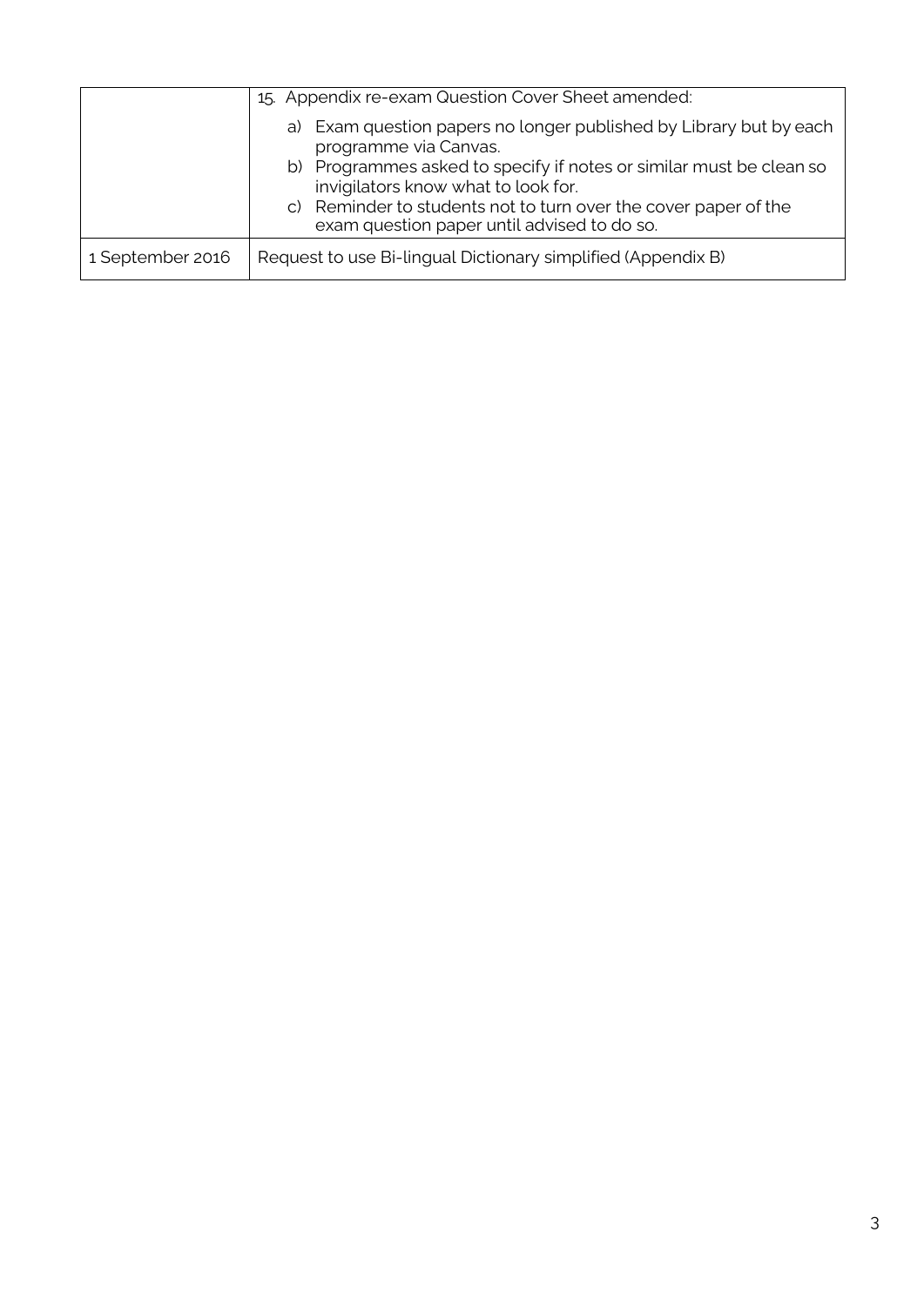| | |
|---|---|
| | 15. Appendix re-exam Question Cover Sheet amended:<br>a) Exam question papers no longer published by Library but by each programme via Canvas.<br>b) Programmes asked to specify if notes or similar must be clean so invigilators know what to look for.<br>c) Reminder to students not to turn over the cover paper of the exam question paper until advised to do so. |
| 1 September 2016 | Request to use Bi-lingual Dictionary simplified (Appendix B) |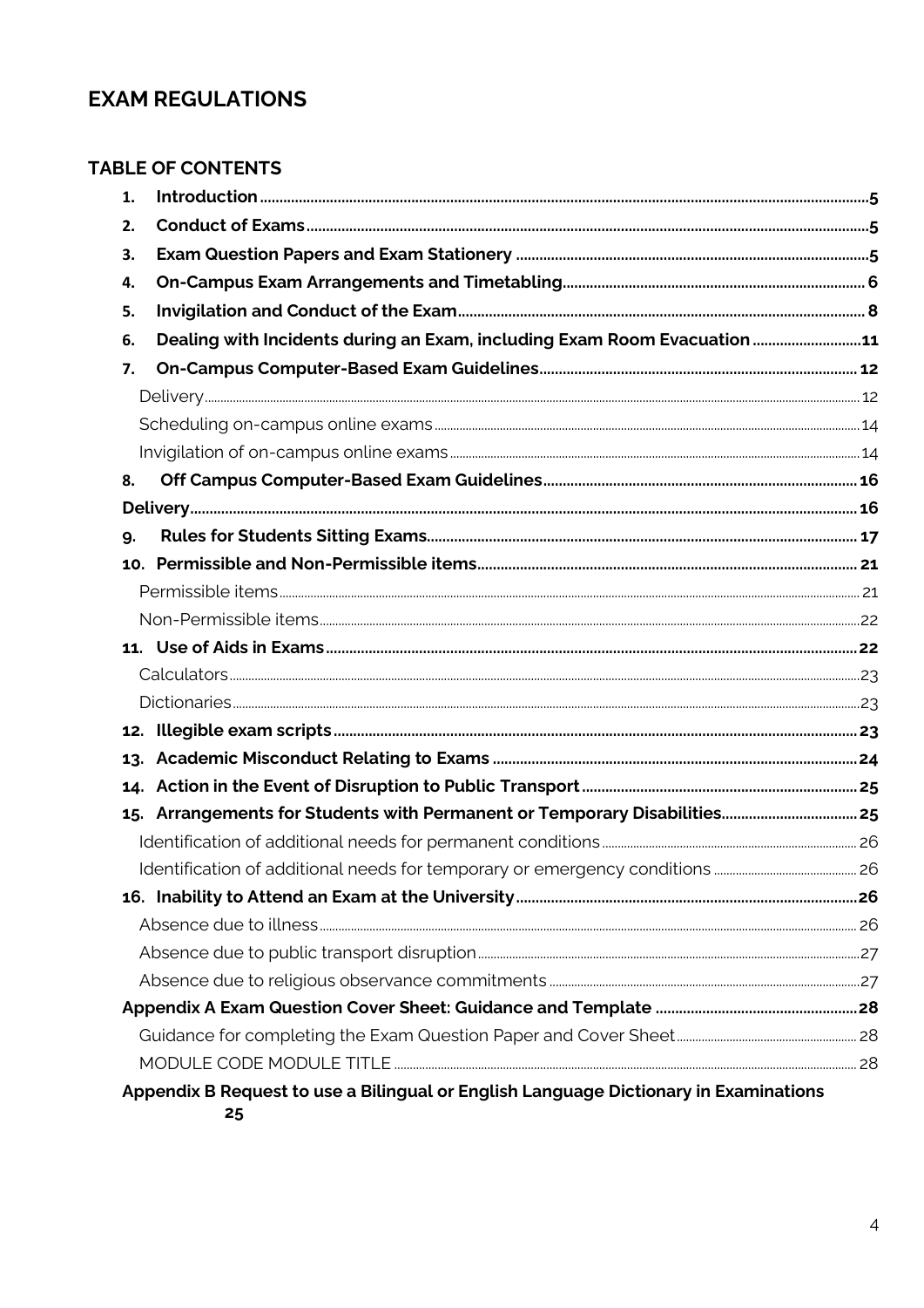# EXAM REGULATIONS

## TABLE OF CONTENTS

1. **Introduction** ..... 5
2. **Conduct of Exams** ..... 5
3. **Exam Question Papers and Exam Stationery** ..... 5
4. **On-Campus Exam Arrangements and Timetabling** ..... 6
5. **Invigilation and Conduct of the Exam** ..... 8
6. **Dealing with Incidents during an Exam, including Exam Room Evacuation** ..... 11
7. **On-Campus Computer-Based Exam Guidelines** ..... 12
   - Delivery ..... 12
   - Scheduling on-campus online exams ..... 14
   - Invigilation of on-campus online exams ..... 14
8. **Off Campus Computer-Based Exam Guidelines** ..... 16

**Delivery** ..... 16

9. **Rules for Students Sitting Exams** ..... 17
10. **Permissible and Non-Permissible items** ..... 21
    - Permissible items ..... 21
    - Non-Permissible items ..... 22
11. **Use of Aids in Exams** ..... 22
    - Calculators ..... 23
    - Dictionaries ..... 23
12. **Illegible exam scripts** ..... 23
13. **Academic Misconduct Relating to Exams** ..... 24
14. **Action in the Event of Disruption to Public Transport** ..... 25
15. **Arrangements for Students with Permanent or Temporary Disabilities** ..... 25
    - Identification of additional needs for permanent conditions ..... 26
    - Identification of additional needs for temporary or emergency conditions ..... 26
16. **Inability to Attend an Exam at the University** ..... 26
    - Absence due to illness ..... 26
    - Absence due to public transport disruption ..... 27
    - Absence due to religious observance commitments ..... 27

**Appendix A Exam Question Cover Sheet: Guidance and Template** ..... 28
- Guidance for completing the Exam Question Paper and Cover Sheet ..... 28
- MODULE CODE MODULE TITLE ..... 28

**Appendix B Request to use a Bilingual or English Language Dictionary in Examinations** 25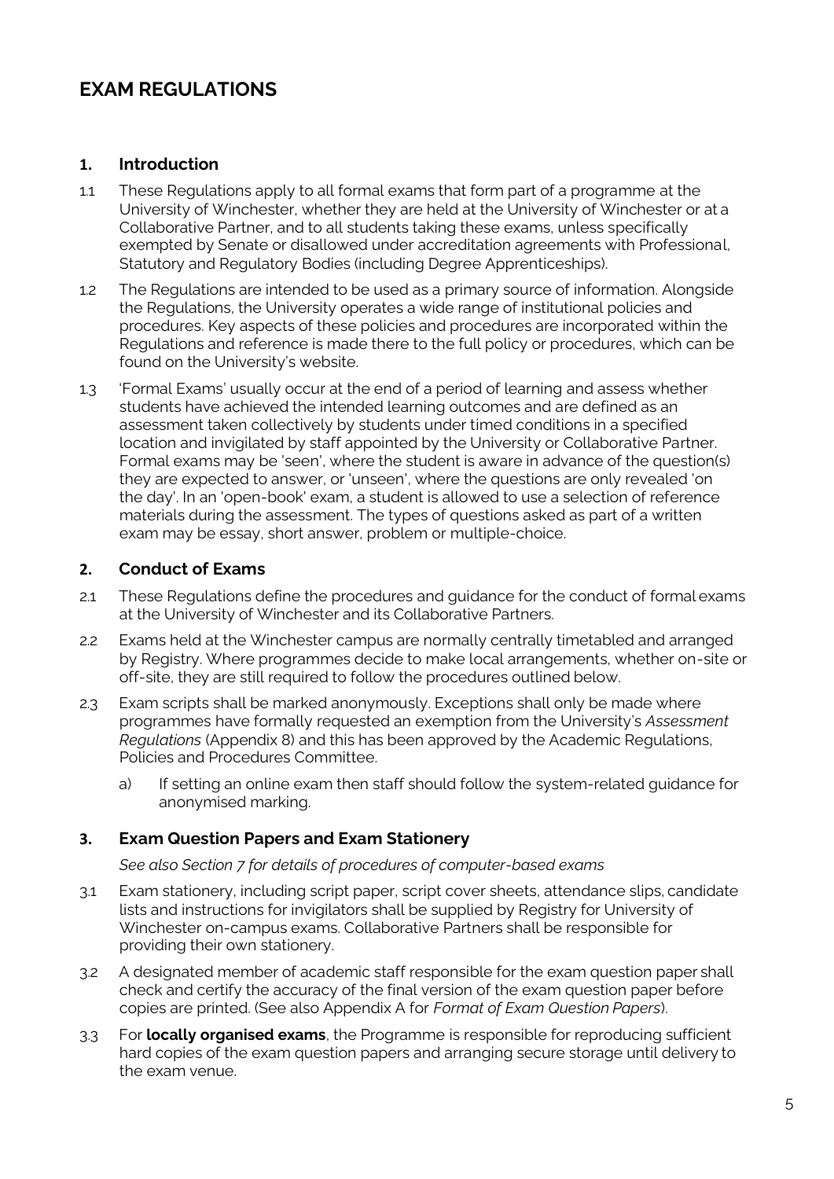# EXAM REGULATIONS

## 1. Introduction

1.1 These Regulations apply to all formal exams that form part of a programme at the University of Winchester, whether they are held at the University of Winchester or at a Collaborative Partner, and to all students taking these exams, unless specifically exempted by Senate or disallowed under accreditation agreements with Professional, Statutory and Regulatory Bodies (including Degree Apprenticeships).

1.2 The Regulations are intended to be used as a primary source of information. Alongside the Regulations, the University operates a wide range of institutional policies and procedures. Key aspects of these policies and procedures are incorporated within the Regulations and reference is made there to the full policy or procedures, which can be found on the University's website.

1.3 'Formal Exams' usually occur at the end of a period of learning and assess whether students have achieved the intended learning outcomes and are defined as an assessment taken collectively by students under timed conditions in a specified location and invigilated by staff appointed by the University or Collaborative Partner. Formal exams may be 'seen', where the student is aware in advance of the question(s) they are expected to answer, or 'unseen', where the questions are only revealed 'on the day'. In an 'open-book' exam, a student is allowed to use a selection of reference materials during the assessment. The types of questions asked as part of a written exam may be essay, short answer, problem or multiple-choice.

## 2. Conduct of Exams

2.1 These Regulations define the procedures and guidance for the conduct of formal exams at the University of Winchester and its Collaborative Partners.

2.2 Exams held at the Winchester campus are normally centrally timetabled and arranged by Registry. Where programmes decide to make local arrangements, whether on-site or off-site, they are still required to follow the procedures outlined below.

2.3 Exam scripts shall be marked anonymously. Exceptions shall only be made where programmes have formally requested an exemption from the University's *Assessment Regulations* (Appendix 8) and this has been approved by the Academic Regulations, Policies and Procedures Committee.

   a) If setting an online exam then staff should follow the system-related guidance for anonymised marking.

## 3. Exam Question Papers and Exam Stationery

*See also Section 7 for details of procedures of computer-based exams*

3.1 Exam stationery, including script paper, script cover sheets, attendance slips, candidate lists and instructions for invigilators shall be supplied by Registry for University of Winchester on-campus exams. Collaborative Partners shall be responsible for providing their own stationery.

3.2 A designated member of academic staff responsible for the exam question paper shall check and certify the accuracy of the final version of the exam question paper before copies are printed. (See also Appendix A for *Format of Exam Question Papers*).

3.3 For **locally organised exams**, the Programme is responsible for reproducing sufficient hard copies of the exam question papers and arranging secure storage until delivery to the exam venue.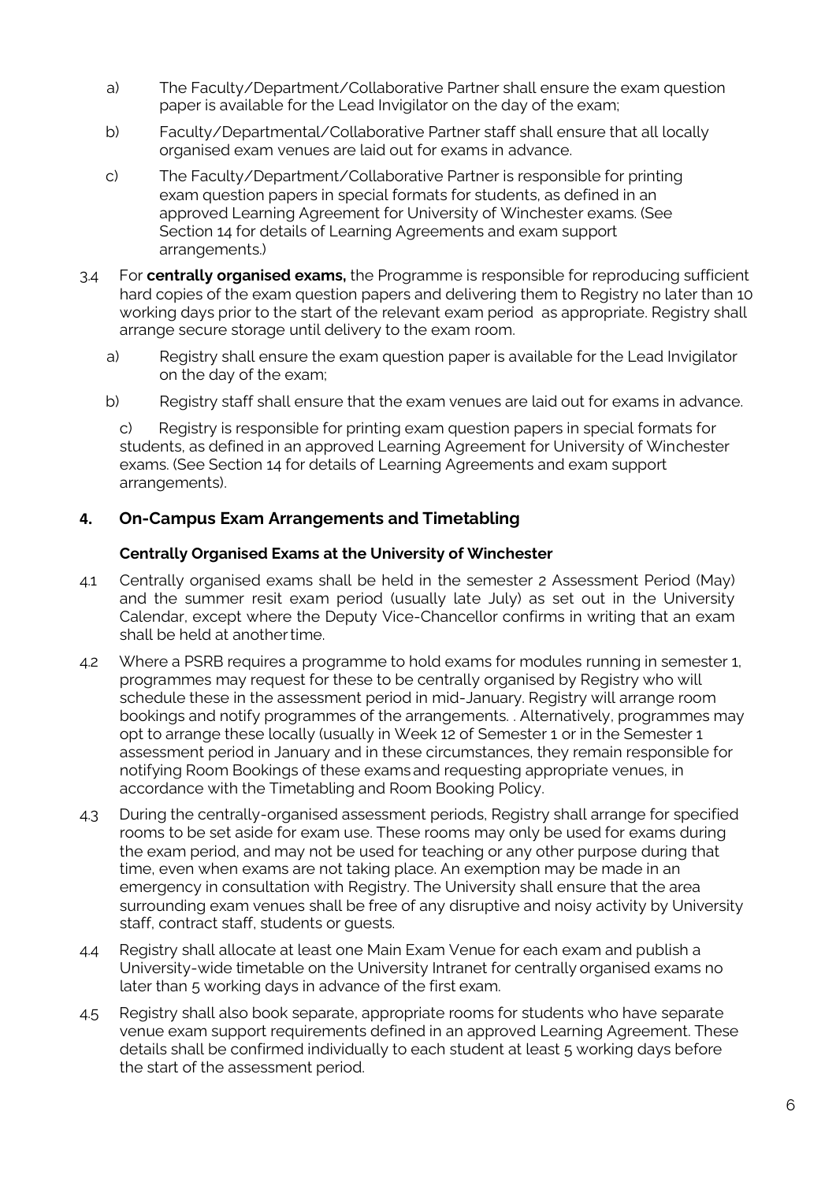a) The Faculty/Department/Collaborative Partner shall ensure the exam question paper is available for the Lead Invigilator on the day of the exam;

b) Faculty/Departmental/Collaborative Partner staff shall ensure that all locally organised exam venues are laid out for exams in advance.

c) The Faculty/Department/Collaborative Partner is responsible for printing exam question papers in special formats for students, as defined in an approved Learning Agreement for University of Winchester exams. (See Section 14 for details of Learning Agreements and exam support arrangements.)

3.4 For **centrally organised exams,** the Programme is responsible for reproducing sufficient hard copies of the exam question papers and delivering them to Registry no later than 10 working days prior to the start of the relevant exam period as appropriate. Registry shall arrange secure storage until delivery to the exam room.

a) Registry shall ensure the exam question paper is available for the Lead Invigilator on the day of the exam;

b) Registry staff shall ensure that the exam venues are laid out for exams in advance.

c) Registry is responsible for printing exam question papers in special formats for students, as defined in an approved Learning Agreement for University of Winchester exams. (See Section 14 for details of Learning Agreements and exam support arrangements).

## 4. On-Campus Exam Arrangements and Timetabling

### Centrally Organised Exams at the University of Winchester

4.1 Centrally organised exams shall be held in the semester 2 Assessment Period (May) and the summer resit exam period (usually late July) as set out in the University Calendar, except where the Deputy Vice-Chancellor confirms in writing that an exam shall be held at another time.

4.2 Where a PSRB requires a programme to hold exams for modules running in semester 1, programmes may request for these to be centrally organised by Registry who will schedule these in the assessment period in mid-January. Registry will arrange room bookings and notify programmes of the arrangements. . Alternatively, programmes may opt to arrange these locally (usually in Week 12 of Semester 1 or in the Semester 1 assessment period in January and in these circumstances, they remain responsible for notifying Room Bookings of these exams and requesting appropriate venues, in accordance with the Timetabling and Room Booking Policy.

4.3 During the centrally-organised assessment periods, Registry shall arrange for specified rooms to be set aside for exam use. These rooms may only be used for exams during the exam period, and may not be used for teaching or any other purpose during that time, even when exams are not taking place. An exemption may be made in an emergency in consultation with Registry. The University shall ensure that the area surrounding exam venues shall be free of any disruptive and noisy activity by University staff, contract staff, students or guests.

4.4 Registry shall allocate at least one Main Exam Venue for each exam and publish a University-wide timetable on the University Intranet for centrally organised exams no later than 5 working days in advance of the first exam.

4.5 Registry shall also book separate, appropriate rooms for students who have separate venue exam support requirements defined in an approved Learning Agreement. These details shall be confirmed individually to each student at least 5 working days before the start of the assessment period.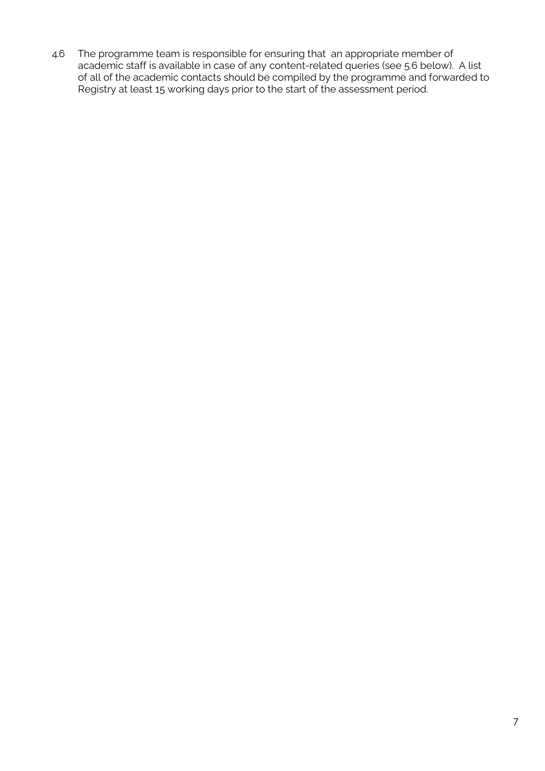4.6 The programme team is responsible for ensuring that an appropriate member of academic staff is available in case of any content-related queries (see 5.6 below). A list of all of the academic contacts should be compiled by the programme and forwarded to Registry at least 15 working days prior to the start of the assessment period.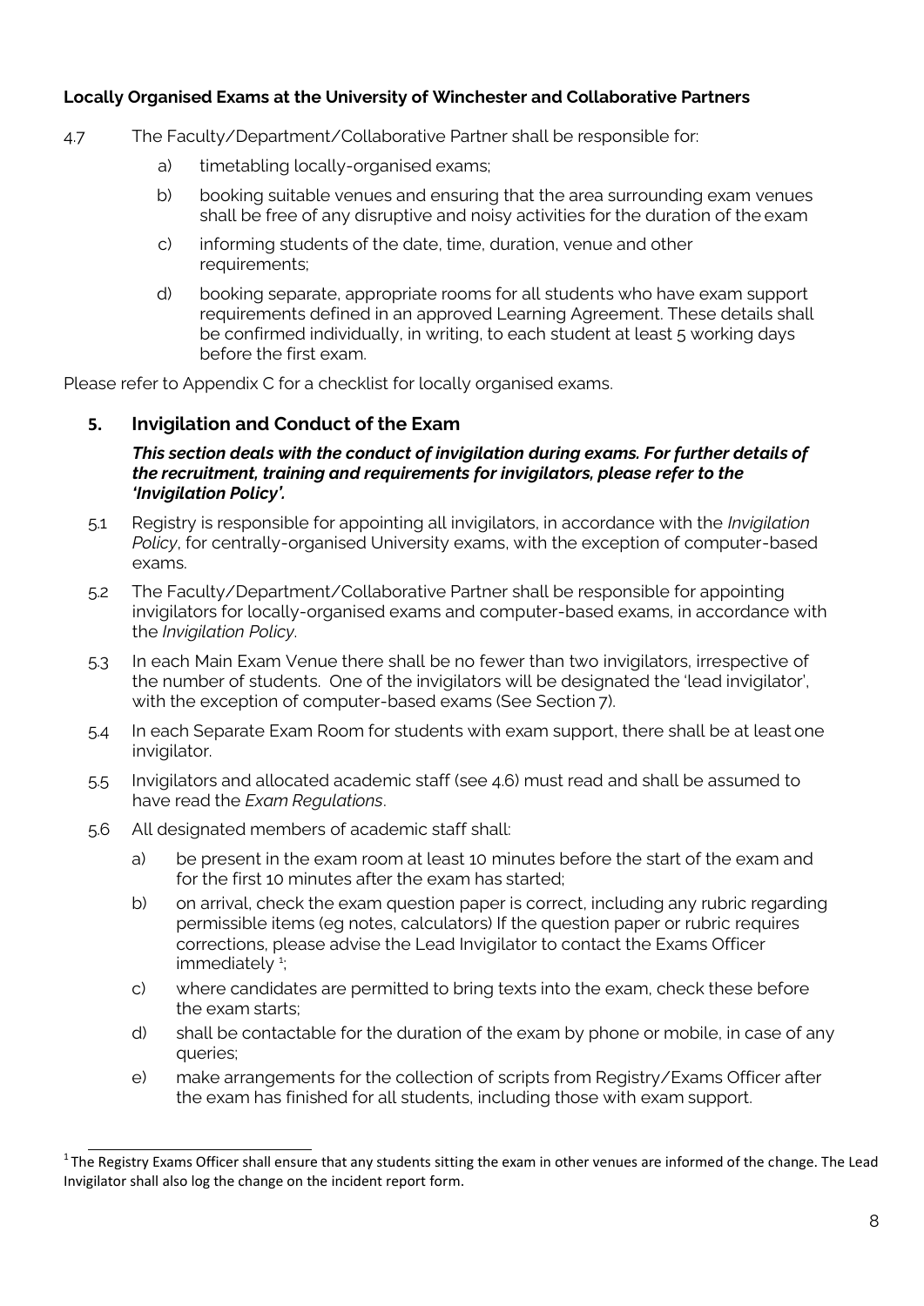**Locally Organised Exams at the University of Winchester and Collaborative Partners**

4.7 The Faculty/Department/Collaborative Partner shall be responsible for:

a) timetabling locally-organised exams;

b) booking suitable venues and ensuring that the area surrounding exam venues shall be free of any disruptive and noisy activities for the duration of the exam

c) informing students of the date, time, duration, venue and other requirements;

d) booking separate, appropriate rooms for all students who have exam support requirements defined in an approved Learning Agreement. These details shall be confirmed individually, in writing, to each student at least 5 working days before the first exam.

Please refer to Appendix C for a checklist for locally organised exams.

## 5. Invigilation and Conduct of the Exam

***This section deals with the conduct of invigilation during exams. For further details of the recruitment, training and requirements for invigilators, please refer to the 'Invigilation Policy'.***

5.1 Registry is responsible for appointing all invigilators, in accordance with the *Invigilation Policy*, for centrally-organised University exams, with the exception of computer-based exams.

5.2 The Faculty/Department/Collaborative Partner shall be responsible for appointing invigilators for locally-organised exams and computer-based exams, in accordance with the *Invigilation Policy*.

5.3 In each Main Exam Venue there shall be no fewer than two invigilators, irrespective of the number of students. One of the invigilators will be designated the 'lead invigilator', with the exception of computer-based exams (See Section 7).

5.4 In each Separate Exam Room for students with exam support, there shall be at least one invigilator.

5.5 Invigilators and allocated academic staff (see 4.6) must read and shall be assumed to have read the *Exam Regulations*.

5.6 All designated members of academic staff shall:

a) be present in the exam room at least 10 minutes before the start of the exam and for the first 10 minutes after the exam has started;

b) on arrival, check the exam question paper is correct, including any rubric regarding permissible items (eg notes, calculators) If the question paper or rubric requires corrections, please advise the Lead Invigilator to contact the Exams Officer immediately [1];

c) where candidates are permitted to bring texts into the exam, check these before the exam starts;

d) shall be contactable for the duration of the exam by phone or mobile, in case of any queries;

e) make arrangements for the collection of scripts from Registry/Exams Officer after the exam has finished for all students, including those with exam support.

[1] The Registry Exams Officer shall ensure that any students sitting the exam in other venues are informed of the change. The Lead Invigilator shall also log the change on the incident report form.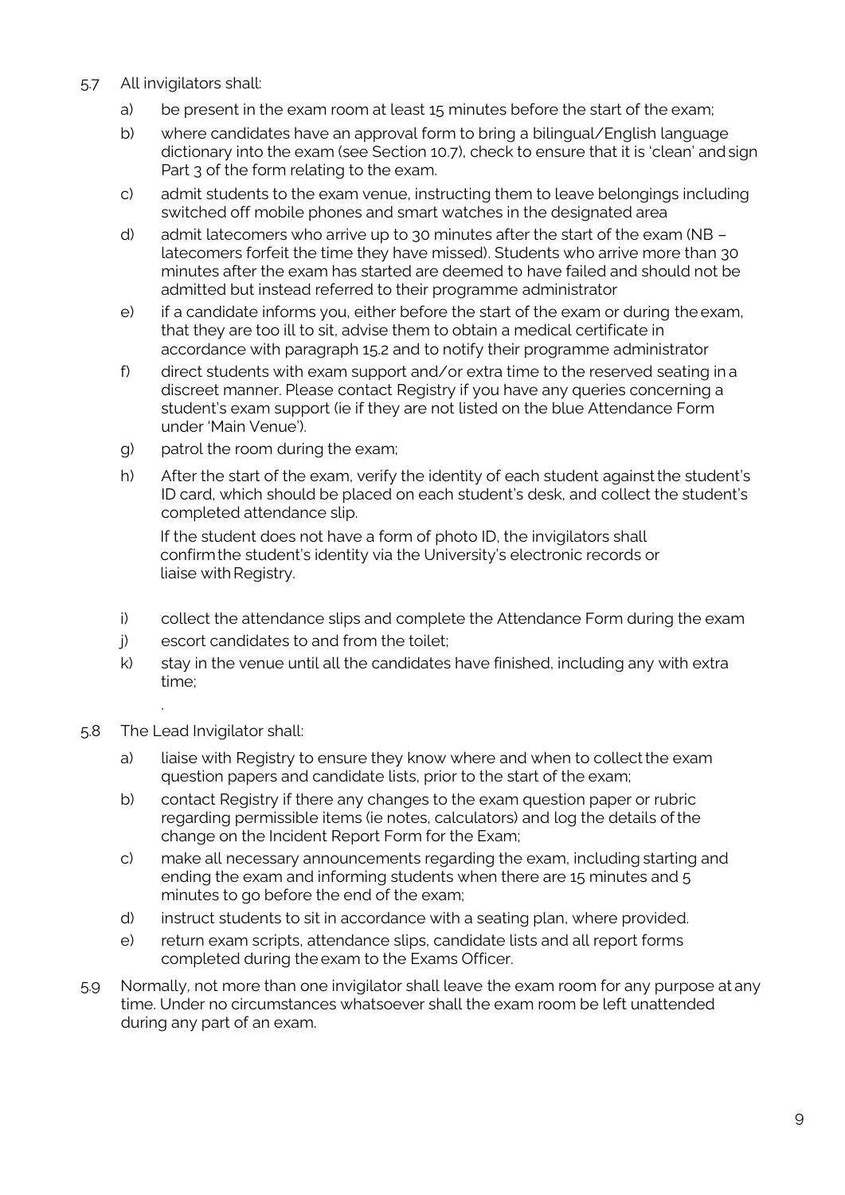5.7 All invigilators shall:

a) be present in the exam room at least 15 minutes before the start of the exam;

b) where candidates have an approval form to bring a bilingual/English language dictionary into the exam (see Section 10.7), check to ensure that it is 'clean' and sign Part 3 of the form relating to the exam.

c) admit students to the exam venue, instructing them to leave belongings including switched off mobile phones and smart watches in the designated area

d) admit latecomers who arrive up to 30 minutes after the start of the exam (NB – latecomers forfeit the time they have missed). Students who arrive more than 30 minutes after the exam has started are deemed to have failed and should not be admitted but instead referred to their programme administrator

e) if a candidate informs you, either before the start of the exam or during the exam, that they are too ill to sit, advise them to obtain a medical certificate in accordance with paragraph 15.2 and to notify their programme administrator

f) direct students with exam support and/or extra time to the reserved seating in a discreet manner. Please contact Registry if you have any queries concerning a student's exam support (ie if they are not listed on the blue Attendance Form under 'Main Venue').

g) patrol the room during the exam;

h) After the start of the exam, verify the identity of each student against the student's ID card, which should be placed on each student's desk, and collect the student's completed attendance slip.

If the student does not have a form of photo ID, the invigilators shall confirm the student's identity via the University's electronic records or liaise with Registry.

i) collect the attendance slips and complete the Attendance Form during the exam

j) escort candidates to and from the toilet;

k) stay in the venue until all the candidates have finished, including any with extra time;

.

5.8 The Lead Invigilator shall:

a) liaise with Registry to ensure they know where and when to collect the exam question papers and candidate lists, prior to the start of the exam;

b) contact Registry if there any changes to the exam question paper or rubric regarding permissible items (ie notes, calculators) and log the details of the change on the Incident Report Form for the Exam;

c) make all necessary announcements regarding the exam, including starting and ending the exam and informing students when there are 15 minutes and 5 minutes to go before the end of the exam;

d) instruct students to sit in accordance with a seating plan, where provided.

e) return exam scripts, attendance slips, candidate lists and all report forms completed during the exam to the Exams Officer.

5.9 Normally, not more than one invigilator shall leave the exam room for any purpose at any time. Under no circumstances whatsoever shall the exam room be left unattended during any part of an exam.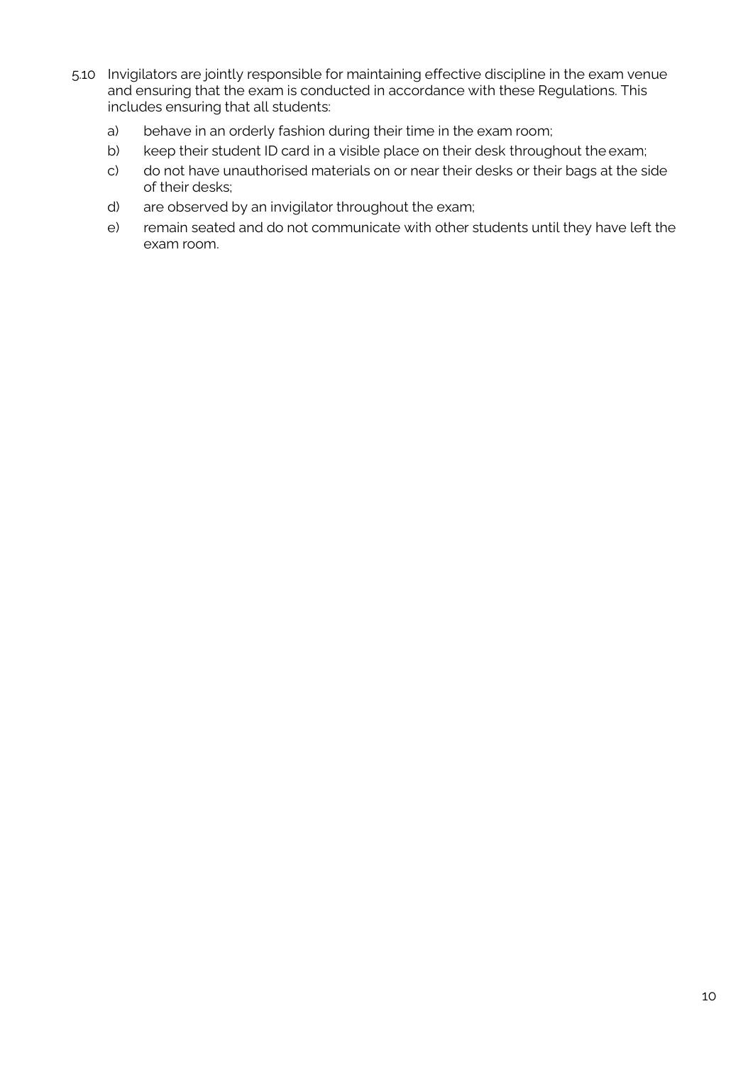5.10 Invigilators are jointly responsible for maintaining effective discipline in the exam venue and ensuring that the exam is conducted in accordance with these Regulations. This includes ensuring that all students:

a) behave in an orderly fashion during their time in the exam room;

b) keep their student ID card in a visible place on their desk throughout the exam;

c) do not have unauthorised materials on or near their desks or their bags at the side of their desks;

d) are observed by an invigilator throughout the exam;

e) remain seated and do not communicate with other students until they have left the exam room.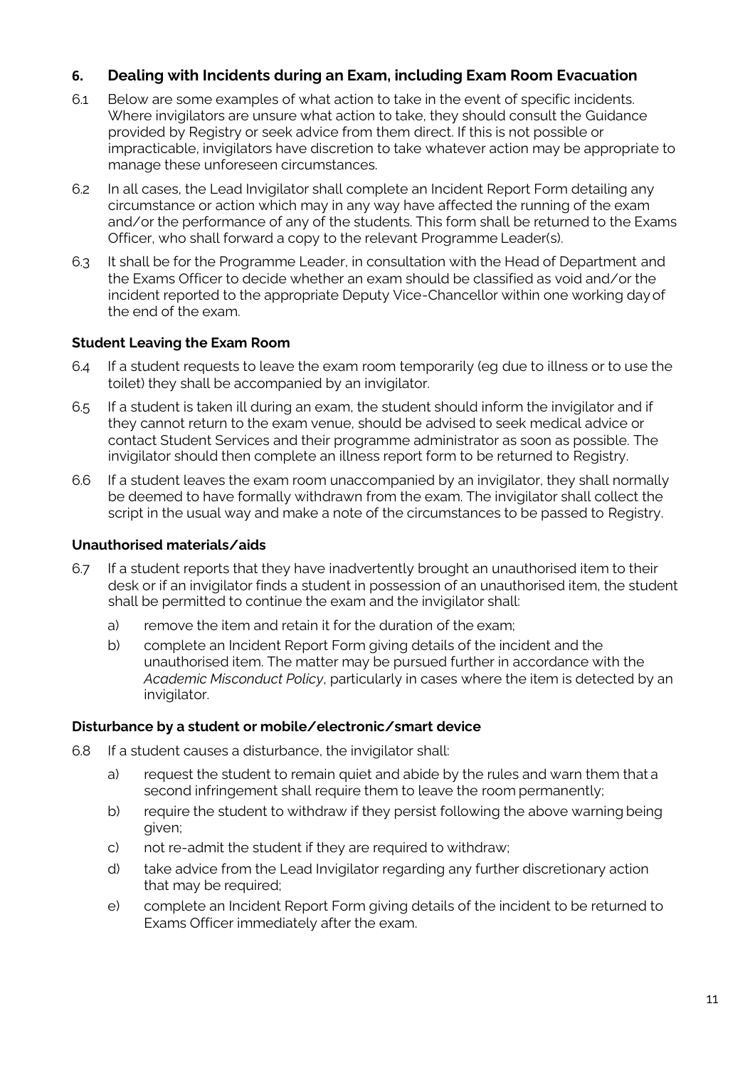## 6. Dealing with Incidents during an Exam, including Exam Room Evacuation

6.1 Below are some examples of what action to take in the event of specific incidents. Where invigilators are unsure what action to take, they should consult the Guidance provided by Registry or seek advice from them direct. If this is not possible or impracticable, invigilators have discretion to take whatever action may be appropriate to manage these unforeseen circumstances.

6.2 In all cases, the Lead Invigilator shall complete an Incident Report Form detailing any circumstance or action which may in any way have affected the running of the exam and/or the performance of any of the students. This form shall be returned to the Exams Officer, who shall forward a copy to the relevant Programme Leader(s).

6.3 It shall be for the Programme Leader, in consultation with the Head of Department and the Exams Officer to decide whether an exam should be classified as void and/or the incident reported to the appropriate Deputy Vice-Chancellor within one working day of the end of the exam.

### Student Leaving the Exam Room

6.4 If a student requests to leave the exam room temporarily (eg due to illness or to use the toilet) they shall be accompanied by an invigilator.

6.5 If a student is taken ill during an exam, the student should inform the invigilator and if they cannot return to the exam venue, should be advised to seek medical advice or contact Student Services and their programme administrator as soon as possible. The invigilator should then complete an illness report form to be returned to Registry.

6.6 If a student leaves the exam room unaccompanied by an invigilator, they shall normally be deemed to have formally withdrawn from the exam. The invigilator shall collect the script in the usual way and make a note of the circumstances to be passed to Registry.

### Unauthorised materials/aids

6.7 If a student reports that they have inadvertently brought an unauthorised item to their desk or if an invigilator finds a student in possession of an unauthorised item, the student shall be permitted to continue the exam and the invigilator shall:

a) remove the item and retain it for the duration of the exam;

b) complete an Incident Report Form giving details of the incident and the unauthorised item. The matter may be pursued further in accordance with the *Academic Misconduct Policy*, particularly in cases where the item is detected by an invigilator.

### Disturbance by a student or mobile/electronic/smart device

6.8 If a student causes a disturbance, the invigilator shall:

a) request the student to remain quiet and abide by the rules and warn them that a second infringement shall require them to leave the room permanently;

b) require the student to withdraw if they persist following the above warning being given;

c) not re-admit the student if they are required to withdraw;

d) take advice from the Lead Invigilator regarding any further discretionary action that may be required;

e) complete an Incident Report Form giving details of the incident to be returned to Exams Officer immediately after the exam.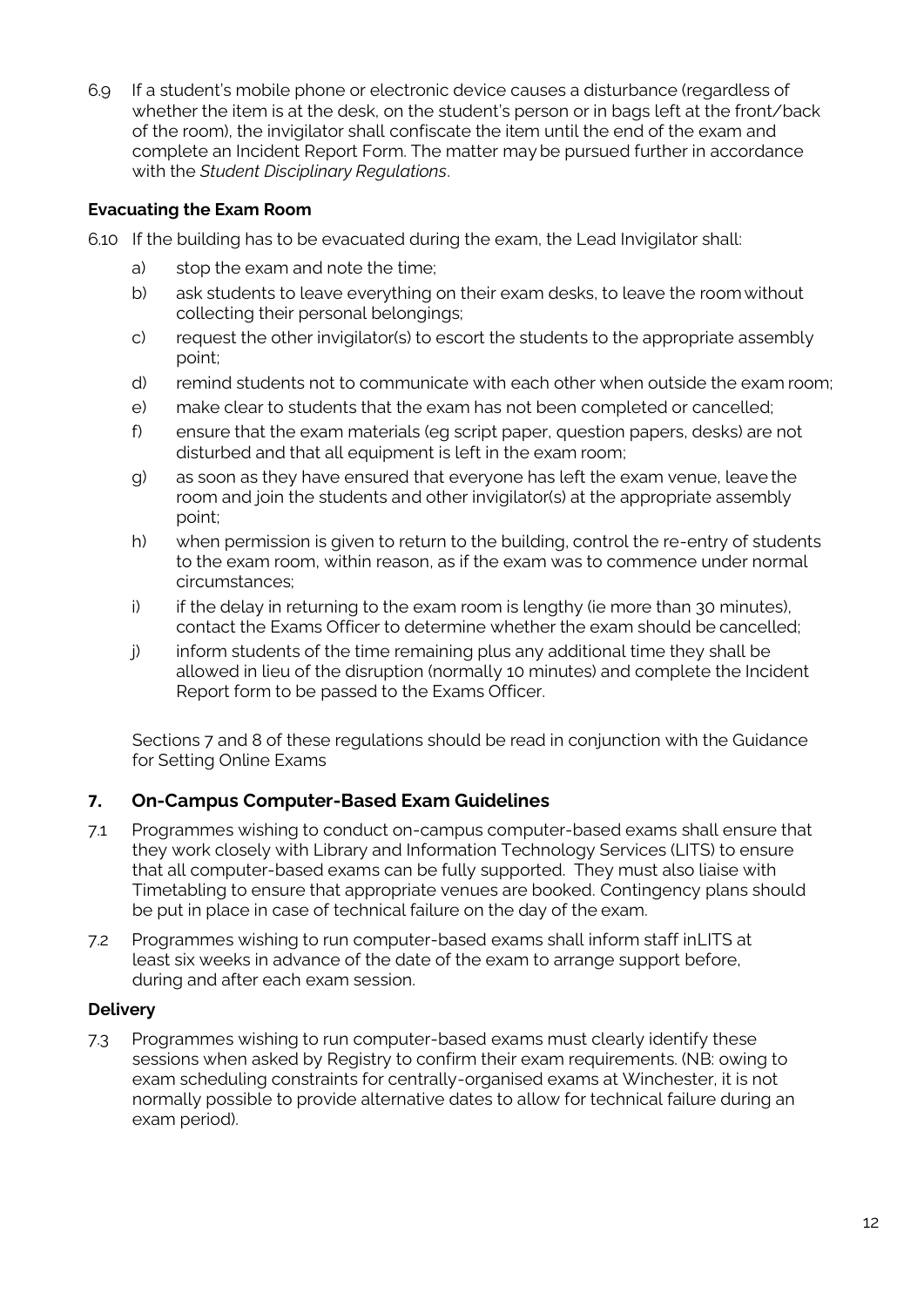6.9 If a student's mobile phone or electronic device causes a disturbance (regardless of whether the item is at the desk, on the student's person or in bags left at the front/back of the room), the invigilator shall confiscate the item until the end of the exam and complete an Incident Report Form. The matter may be pursued further in accordance with the *Student Disciplinary Regulations*.

**Evacuating the Exam Room**

6.10 If the building has to be evacuated during the exam, the Lead Invigilator shall:

a) stop the exam and note the time;

b) ask students to leave everything on their exam desks, to leave the room without collecting their personal belongings;

c) request the other invigilator(s) to escort the students to the appropriate assembly point;

d) remind students not to communicate with each other when outside the exam room;

e) make clear to students that the exam has not been completed or cancelled;

f) ensure that the exam materials (eg script paper, question papers, desks) are not disturbed and that all equipment is left in the exam room;

g) as soon as they have ensured that everyone has left the exam venue, leave the room and join the students and other invigilator(s) at the appropriate assembly point;

h) when permission is given to return to the building, control the re-entry of students to the exam room, within reason, as if the exam was to commence under normal circumstances;

i) if the delay in returning to the exam room is lengthy (ie more than 30 minutes), contact the Exams Officer to determine whether the exam should be cancelled;

j) inform students of the time remaining plus any additional time they shall be allowed in lieu of the disruption (normally 10 minutes) and complete the Incident Report form to be passed to the Exams Officer.

Sections 7 and 8 of these regulations should be read in conjunction with the Guidance for Setting Online Exams

## 7. On-Campus Computer-Based Exam Guidelines

7.1 Programmes wishing to conduct on-campus computer-based exams shall ensure that they work closely with Library and Information Technology Services (LITS) to ensure that all computer-based exams can be fully supported. They must also liaise with Timetabling to ensure that appropriate venues are booked. Contingency plans should be put in place in case of technical failure on the day of the exam.

7.2 Programmes wishing to run computer-based exams shall inform staff inLITS at least six weeks in advance of the date of the exam to arrange support before, during and after each exam session.

**Delivery**

7.3 Programmes wishing to run computer-based exams must clearly identify these sessions when asked by Registry to confirm their exam requirements. (NB: owing to exam scheduling constraints for centrally-organised exams at Winchester, it is not normally possible to provide alternative dates to allow for technical failure during an exam period).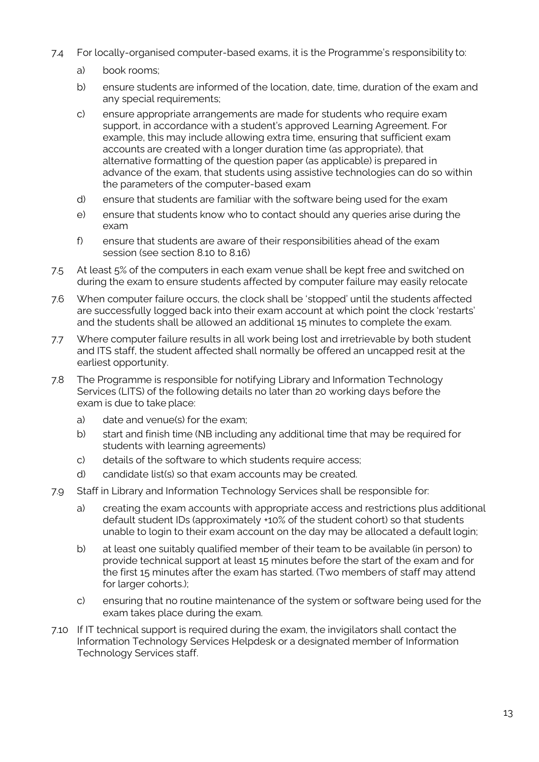7.4 For locally-organised computer-based exams, it is the Programme's responsibility to:

a) book rooms;

b) ensure students are informed of the location, date, time, duration of the exam and any special requirements;

c) ensure appropriate arrangements are made for students who require exam support, in accordance with a student's approved Learning Agreement. For example, this may include allowing extra time, ensuring that sufficient exam accounts are created with a longer duration time (as appropriate), that alternative formatting of the question paper (as applicable) is prepared in advance of the exam, that students using assistive technologies can do so within the parameters of the computer-based exam

d) ensure that students are familiar with the software being used for the exam

e) ensure that students know who to contact should any queries arise during the exam

f) ensure that students are aware of their responsibilities ahead of the exam session (see section 8.10 to 8.16)

7.5 At least 5% of the computers in each exam venue shall be kept free and switched on during the exam to ensure students affected by computer failure may easily relocate

7.6 When computer failure occurs, the clock shall be 'stopped' until the students affected are successfully logged back into their exam account at which point the clock 'restarts' and the students shall be allowed an additional 15 minutes to complete the exam.

7.7 Where computer failure results in all work being lost and irretrievable by both student and ITS staff, the student affected shall normally be offered an uncapped resit at the earliest opportunity.

7.8 The Programme is responsible for notifying Library and Information Technology Services (LITS) of the following details no later than 20 working days before the exam is due to take place:

a) date and venue(s) for the exam;

b) start and finish time (NB including any additional time that may be required for students with learning agreements)

c) details of the software to which students require access;

d) candidate list(s) so that exam accounts may be created.

7.9 Staff in Library and Information Technology Services shall be responsible for:

a) creating the exam accounts with appropriate access and restrictions plus additional default student IDs (approximately +10% of the student cohort) so that students unable to login to their exam account on the day may be allocated a default login;

b) at least one suitably qualified member of their team to be available (in person) to provide technical support at least 15 minutes before the start of the exam and for the first 15 minutes after the exam has started. (Two members of staff may attend for larger cohorts.);

c) ensuring that no routine maintenance of the system or software being used for the exam takes place during the exam.

7.10 If IT technical support is required during the exam, the invigilators shall contact the Information Technology Services Helpdesk or a designated member of Information Technology Services staff.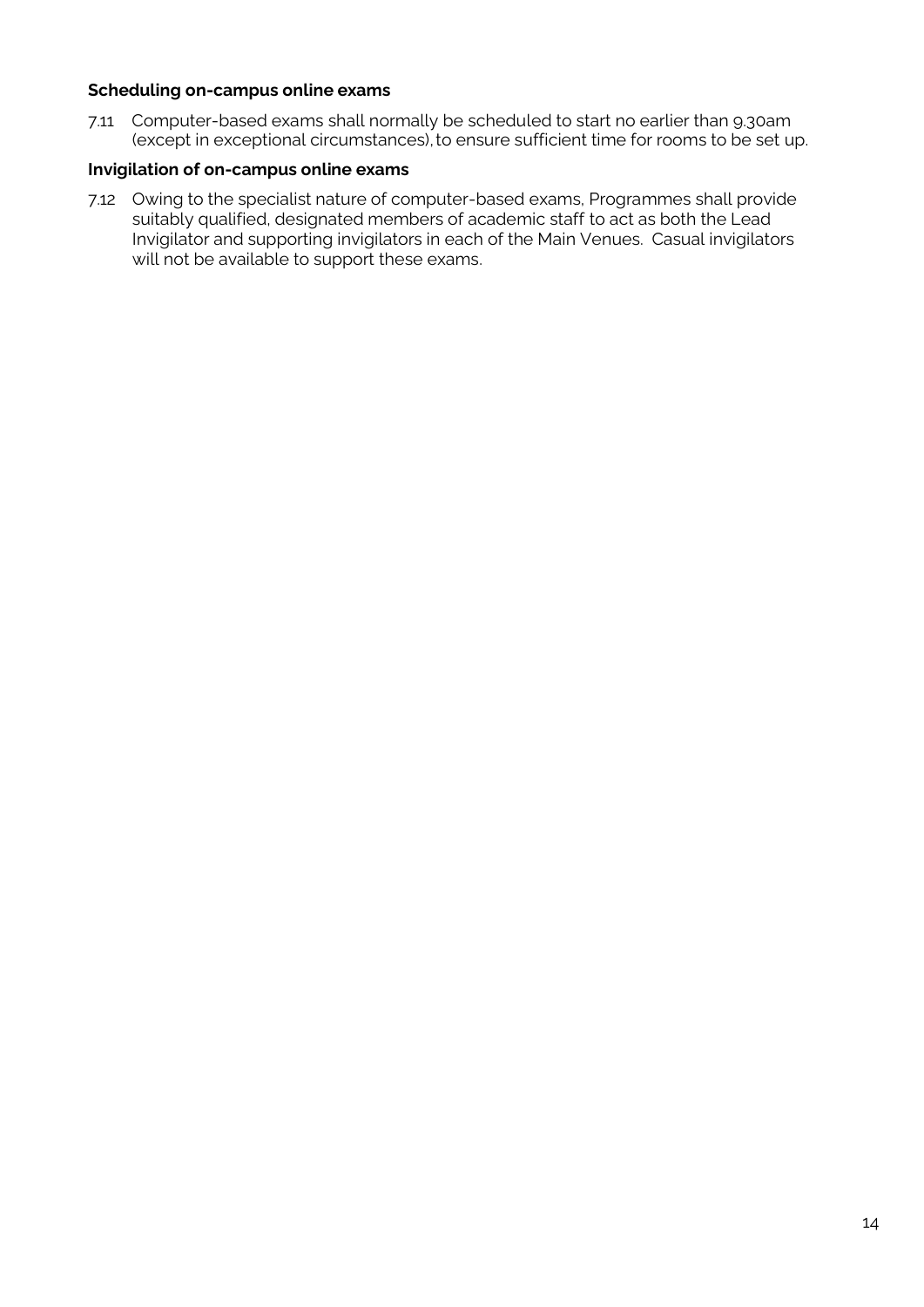**Scheduling on-campus online exams**

7.11 Computer-based exams shall normally be scheduled to start no earlier than 9.30am (except in exceptional circumstances), to ensure sufficient time for rooms to be set up.

**Invigilation of on-campus online exams**

7.12 Owing to the specialist nature of computer-based exams, Programmes shall provide suitably qualified, designated members of academic staff to act as both the Lead Invigilator and supporting invigilators in each of the Main Venues. Casual invigilators will not be available to support these exams.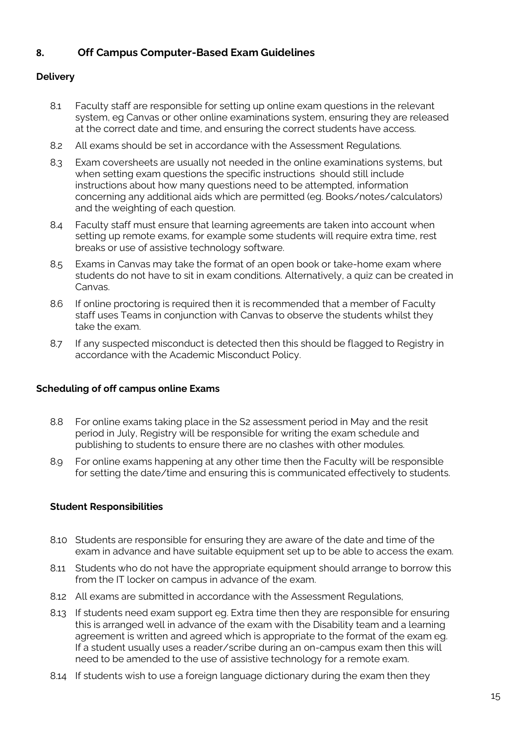## 8. Off Campus Computer-Based Exam Guidelines

### Delivery

8.1 Faculty staff are responsible for setting up online exam questions in the relevant system, eg Canvas or other online examinations system, ensuring they are released at the correct date and time, and ensuring the correct students have access.

8.2 All exams should be set in accordance with the Assessment Regulations.

8.3 Exam coversheets are usually not needed in the online examinations systems, but when setting exam questions the specific instructions should still include instructions about how many questions need to be attempted, information concerning any additional aids which are permitted (eg. Books/notes/calculators) and the weighting of each question.

8.4 Faculty staff must ensure that learning agreements are taken into account when setting up remote exams, for example some students will require extra time, rest breaks or use of assistive technology software.

8.5 Exams in Canvas may take the format of an open book or take-home exam where students do not have to sit in exam conditions. Alternatively, a quiz can be created in Canvas.

8.6 If online proctoring is required then it is recommended that a member of Faculty staff uses Teams in conjunction with Canvas to observe the students whilst they take the exam.

8.7 If any suspected misconduct is detected then this should be flagged to Registry in accordance with the Academic Misconduct Policy.

### Scheduling of off campus online Exams

8.8 For online exams taking place in the S2 assessment period in May and the resit period in July, Registry will be responsible for writing the exam schedule and publishing to students to ensure there are no clashes with other modules.

8.9 For online exams happening at any other time then the Faculty will be responsible for setting the date/time and ensuring this is communicated effectively to students.

### Student Responsibilities

8.10 Students are responsible for ensuring they are aware of the date and time of the exam in advance and have suitable equipment set up to be able to access the exam.

8.11 Students who do not have the appropriate equipment should arrange to borrow this from the IT locker on campus in advance of the exam.

8.12 All exams are submitted in accordance with the Assessment Regulations,

8.13 If students need exam support eg. Extra time then they are responsible for ensuring this is arranged well in advance of the exam with the Disability team and a learning agreement is written and agreed which is appropriate to the format of the exam eg. If a student usually uses a reader/scribe during an on-campus exam then this will need to be amended to the use of assistive technology for a remote exam.

8.14 If students wish to use a foreign language dictionary during the exam then they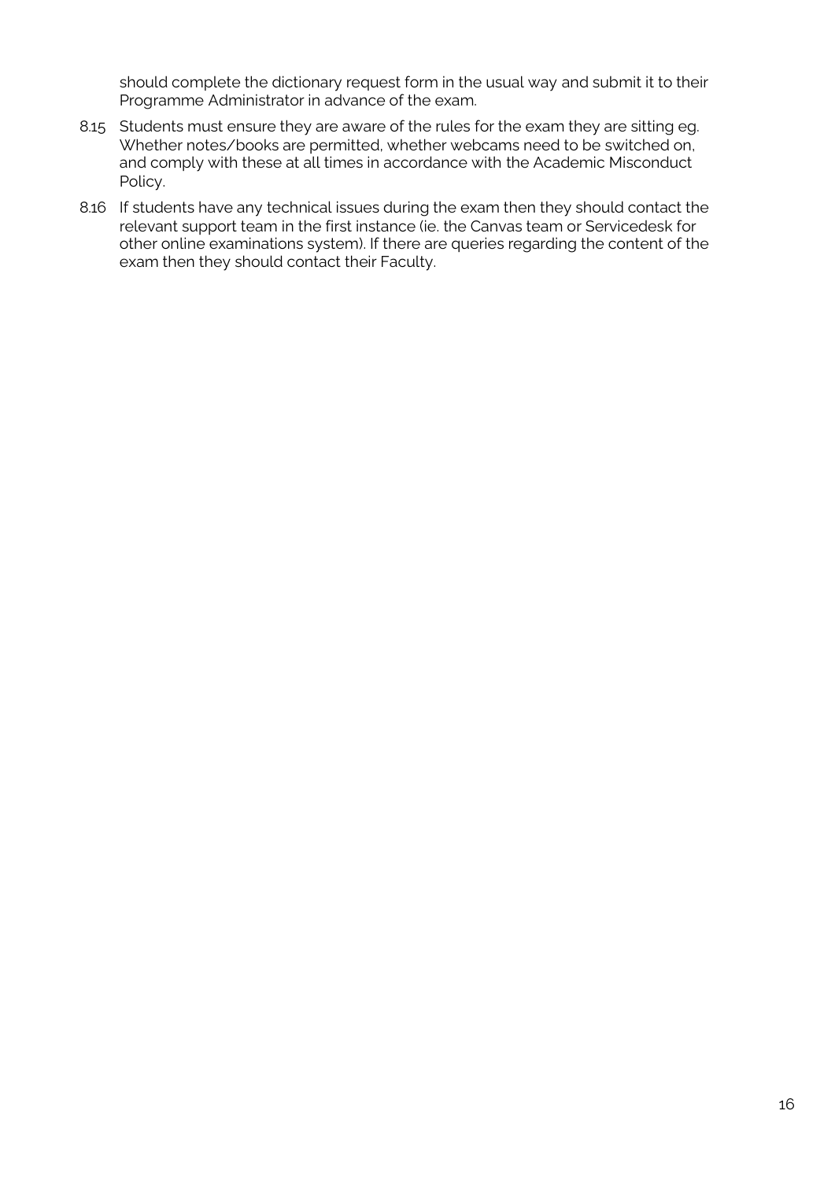should complete the dictionary request form in the usual way and submit it to their Programme Administrator in advance of the exam.

8.15 Students must ensure they are aware of the rules for the exam they are sitting eg. Whether notes/books are permitted, whether webcams need to be switched on, and comply with these at all times in accordance with the Academic Misconduct Policy.

8.16 If students have any technical issues during the exam then they should contact the relevant support team in the first instance (ie. the Canvas team or Servicedesk for other online examinations system). If there are queries regarding the content of the exam then they should contact their Faculty.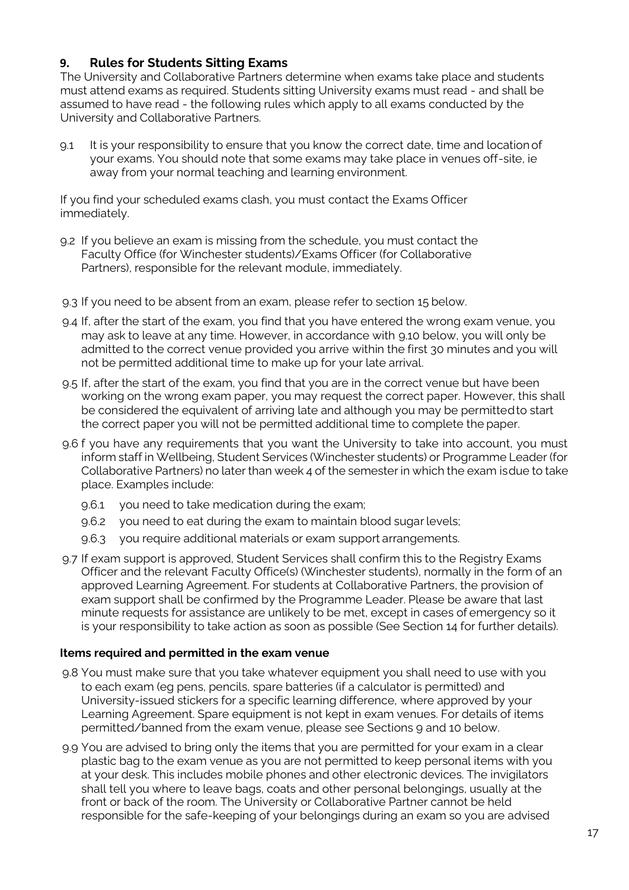## 9. Rules for Students Sitting Exams

The University and Collaborative Partners determine when exams take place and students must attend exams as required. Students sitting University exams must read - and shall be assumed to have read - the following rules which apply to all exams conducted by the University and Collaborative Partners.

9.1 It is your responsibility to ensure that you know the correct date, time and location of your exams. You should note that some exams may take place in venues off-site, ie away from your normal teaching and learning environment.

If you find your scheduled exams clash, you must contact the Exams Officer immediately.

9.2 If you believe an exam is missing from the schedule, you must contact the Faculty Office (for Winchester students)/Exams Officer (for Collaborative Partners), responsible for the relevant module, immediately.

9.3 If you need to be absent from an exam, please refer to section 15 below.

9.4 If, after the start of the exam, you find that you have entered the wrong exam venue, you may ask to leave at any time. However, in accordance with 9.10 below, you will only be admitted to the correct venue provided you arrive within the first 30 minutes and you will not be permitted additional time to make up for your late arrival.

9.5 If, after the start of the exam, you find that you are in the correct venue but have been working on the wrong exam paper, you may request the correct paper. However, this shall be considered the equivalent of arriving late and although you may be permitted to start the correct paper you will not be permitted additional time to complete the paper.

9.6 f you have any requirements that you want the University to take into account, you must inform staff in Wellbeing, Student Services (Winchester students) or Programme Leader (for Collaborative Partners) no later than week 4 of the semester in which the exam is due to take place. Examples include:

- 9.6.1 you need to take medication during the exam;
- 9.6.2 you need to eat during the exam to maintain blood sugar levels;
- 9.6.3 you require additional materials or exam support arrangements.

9.7 If exam support is approved, Student Services shall confirm this to the Registry Exams Officer and the relevant Faculty Office(s) (Winchester students), normally in the form of an approved Learning Agreement. For students at Collaborative Partners, the provision of exam support shall be confirmed by the Programme Leader. Please be aware that last minute requests for assistance are unlikely to be met, except in cases of emergency so it is your responsibility to take action as soon as possible (See Section 14 for further details).

### Items required and permitted in the exam venue

9.8 You must make sure that you take whatever equipment you shall need to use with you to each exam (eg pens, pencils, spare batteries (if a calculator is permitted) and University-issued stickers for a specific learning difference, where approved by your Learning Agreement. Spare equipment is not kept in exam venues. For details of items permitted/banned from the exam venue, please see Sections 9 and 10 below.

9.9 You are advised to bring only the items that you are permitted for your exam in a clear plastic bag to the exam venue as you are not permitted to keep personal items with you at your desk. This includes mobile phones and other electronic devices. The invigilators shall tell you where to leave bags, coats and other personal belongings, usually at the front or back of the room. The University or Collaborative Partner cannot be held responsible for the safe-keeping of your belongings during an exam so you are advised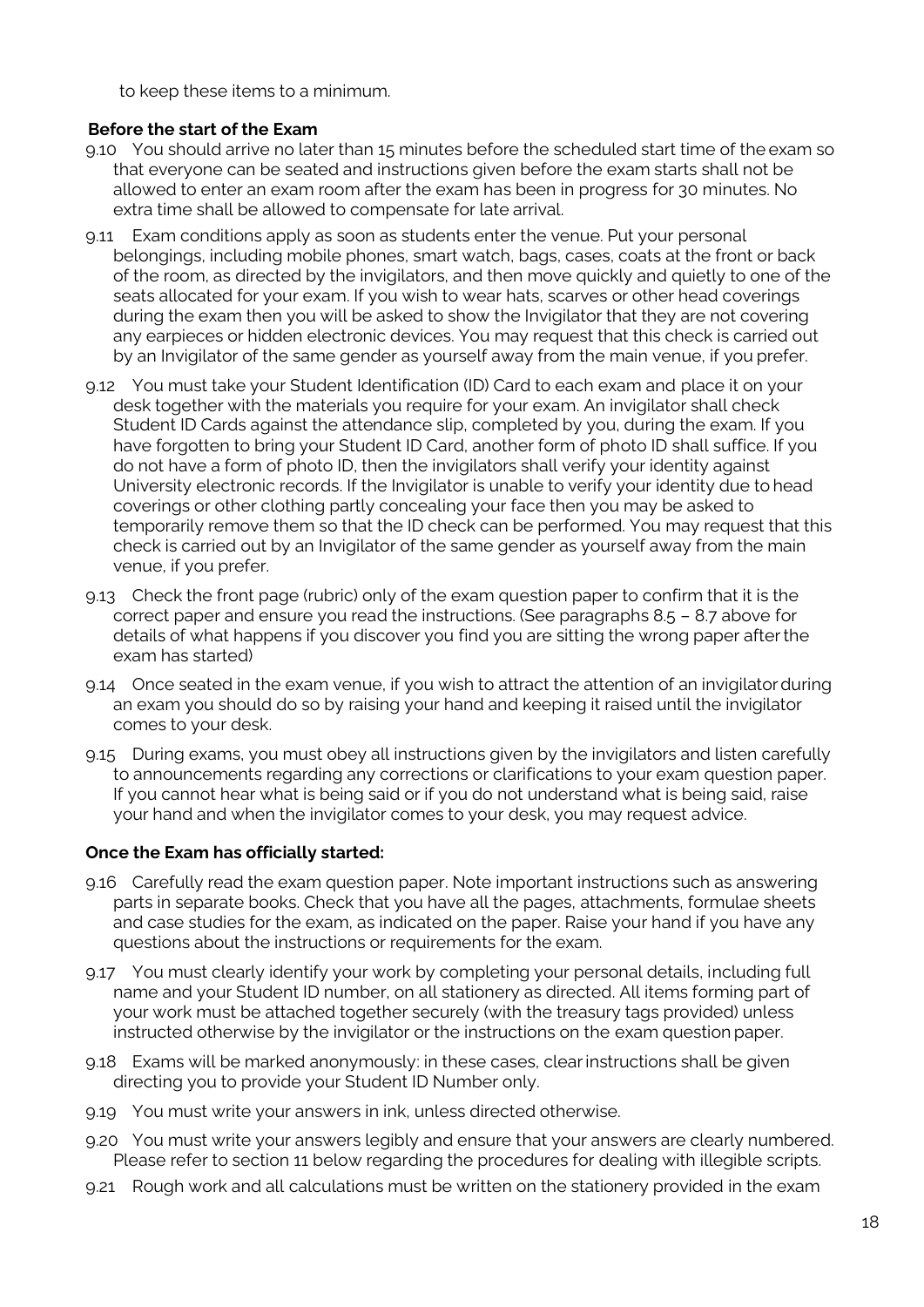to keep these items to a minimum.

**Before the start of the Exam**

9.10 You should arrive no later than 15 minutes before the scheduled start time of the exam so that everyone can be seated and instructions given before the exam starts shall not be allowed to enter an exam room after the exam has been in progress for 30 minutes. No extra time shall be allowed to compensate for late arrival.

9.11 Exam conditions apply as soon as students enter the venue. Put your personal belongings, including mobile phones, smart watch, bags, cases, coats at the front or back of the room, as directed by the invigilators, and then move quickly and quietly to one of the seats allocated for your exam. If you wish to wear hats, scarves or other head coverings during the exam then you will be asked to show the Invigilator that they are not covering any earpieces or hidden electronic devices. You may request that this check is carried out by an Invigilator of the same gender as yourself away from the main venue, if you prefer.

9.12 You must take your Student Identification (ID) Card to each exam and place it on your desk together with the materials you require for your exam. An invigilator shall check Student ID Cards against the attendance slip, completed by you, during the exam. If you have forgotten to bring your Student ID Card, another form of photo ID shall suffice. If you do not have a form of photo ID, then the invigilators shall verify your identity against University electronic records. If the Invigilator is unable to verify your identity due to head coverings or other clothing partly concealing your face then you may be asked to temporarily remove them so that the ID check can be performed. You may request that this check is carried out by an Invigilator of the same gender as yourself away from the main venue, if you prefer.

9.13 Check the front page (rubric) only of the exam question paper to confirm that it is the correct paper and ensure you read the instructions. (See paragraphs 8.5 – 8.7 above for details of what happens if you discover you find you are sitting the wrong paper after the exam has started)

9.14 Once seated in the exam venue, if you wish to attract the attention of an invigilator during an exam you should do so by raising your hand and keeping it raised until the invigilator comes to your desk.

9.15 During exams, you must obey all instructions given by the invigilators and listen carefully to announcements regarding any corrections or clarifications to your exam question paper. If you cannot hear what is being said or if you do not understand what is being said, raise your hand and when the invigilator comes to your desk, you may request advice.

**Once the Exam has officially started:**

9.16 Carefully read the exam question paper. Note important instructions such as answering parts in separate books. Check that you have all the pages, attachments, formulae sheets and case studies for the exam, as indicated on the paper. Raise your hand if you have any questions about the instructions or requirements for the exam.

9.17 You must clearly identify your work by completing your personal details, including full name and your Student ID number, on all stationery as directed. All items forming part of your work must be attached together securely (with the treasury tags provided) unless instructed otherwise by the invigilator or the instructions on the exam question paper.

9.18 Exams will be marked anonymously: in these cases, clear instructions shall be given directing you to provide your Student ID Number only.

9.19 You must write your answers in ink, unless directed otherwise.

9.20 You must write your answers legibly and ensure that your answers are clearly numbered. Please refer to section 11 below regarding the procedures for dealing with illegible scripts.

9.21 Rough work and all calculations must be written on the stationery provided in the exam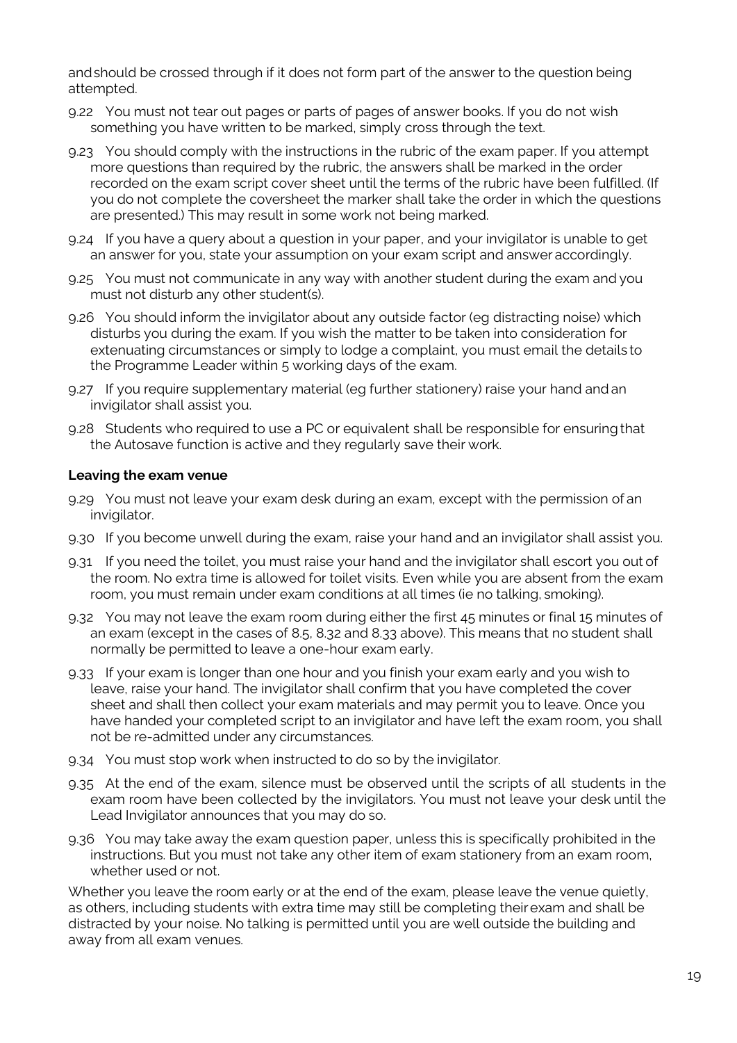and should be crossed through if it does not form part of the answer to the question being attempted.

9.22 You must not tear out pages or parts of pages of answer books. If you do not wish something you have written to be marked, simply cross through the text.

9.23 You should comply with the instructions in the rubric of the exam paper. If you attempt more questions than required by the rubric, the answers shall be marked in the order recorded on the exam script cover sheet until the terms of the rubric have been fulfilled. (If you do not complete the coversheet the marker shall take the order in which the questions are presented.) This may result in some work not being marked.

9.24 If you have a query about a question in your paper, and your invigilator is unable to get an answer for you, state your assumption on your exam script and answer accordingly.

9.25 You must not communicate in any way with another student during the exam and you must not disturb any other student(s).

9.26 You should inform the invigilator about any outside factor (eg distracting noise) which disturbs you during the exam. If you wish the matter to be taken into consideration for extenuating circumstances or simply to lodge a complaint, you must email the details to the Programme Leader within 5 working days of the exam.

9.27 If you require supplementary material (eg further stationery) raise your hand and an invigilator shall assist you.

9.28 Students who required to use a PC or equivalent shall be responsible for ensuring that the Autosave function is active and they regularly save their work.

**Leaving the exam venue**

9.29 You must not leave your exam desk during an exam, except with the permission of an invigilator.

9.30 If you become unwell during the exam, raise your hand and an invigilator shall assist you.

9.31 If you need the toilet, you must raise your hand and the invigilator shall escort you out of the room. No extra time is allowed for toilet visits. Even while you are absent from the exam room, you must remain under exam conditions at all times (ie no talking, smoking).

9.32 You may not leave the exam room during either the first 45 minutes or final 15 minutes of an exam (except in the cases of 8.5, 8.32 and 8.33 above). This means that no student shall normally be permitted to leave a one-hour exam early.

9.33 If your exam is longer than one hour and you finish your exam early and you wish to leave, raise your hand. The invigilator shall confirm that you have completed the cover sheet and shall then collect your exam materials and may permit you to leave. Once you have handed your completed script to an invigilator and have left the exam room, you shall not be re-admitted under any circumstances.

9.34 You must stop work when instructed to do so by the invigilator.

9.35 At the end of the exam, silence must be observed until the scripts of all students in the exam room have been collected by the invigilators. You must not leave your desk until the Lead Invigilator announces that you may do so.

9.36 You may take away the exam question paper, unless this is specifically prohibited in the instructions. But you must not take any other item of exam stationery from an exam room, whether used or not.

Whether you leave the room early or at the end of the exam, please leave the venue quietly, as others, including students with extra time may still be completing their exam and shall be distracted by your noise. No talking is permitted until you are well outside the building and away from all exam venues.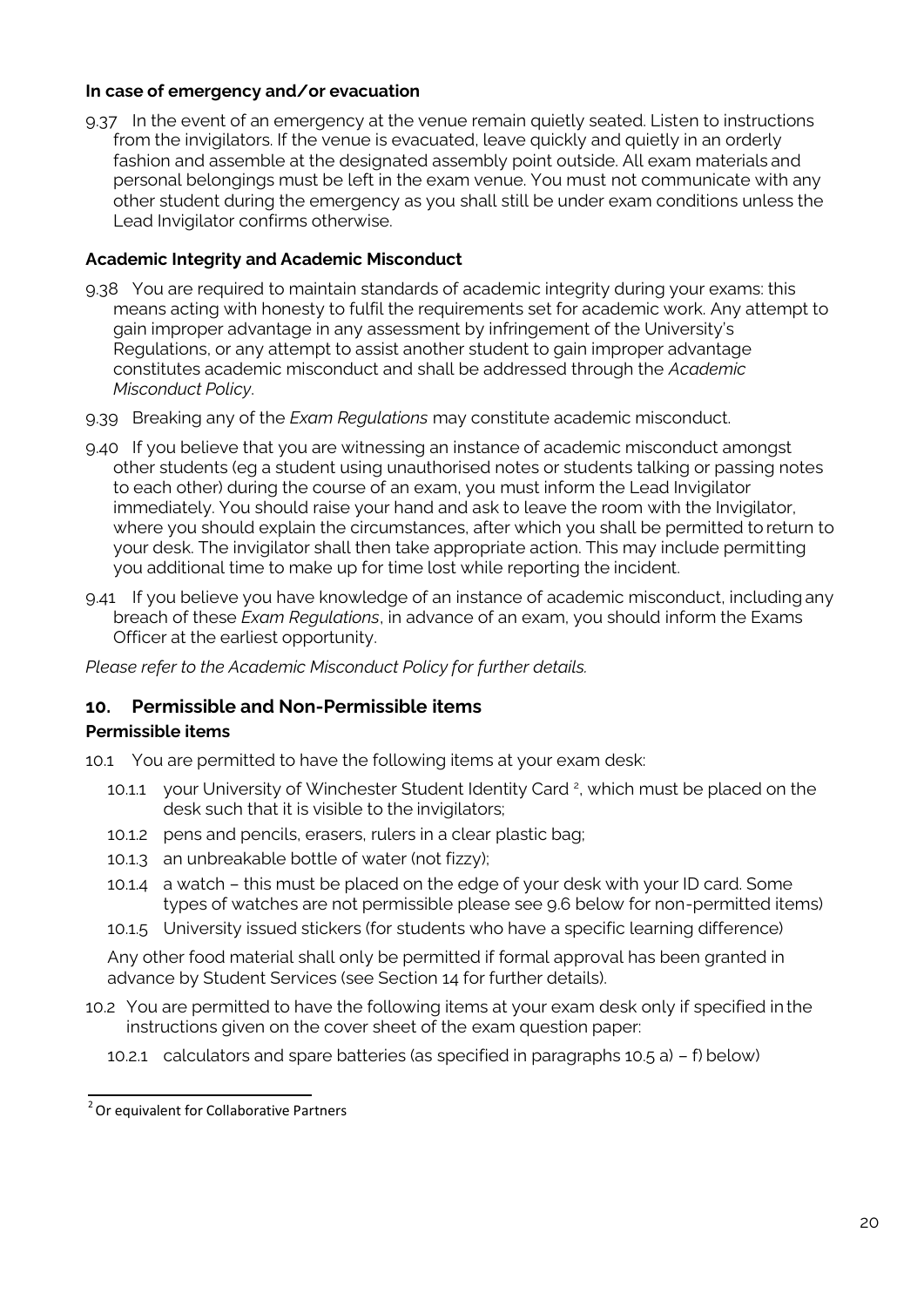### In case of emergency and/or evacuation

9.37 In the event of an emergency at the venue remain quietly seated. Listen to instructions from the invigilators. If the venue is evacuated, leave quickly and quietly in an orderly fashion and assemble at the designated assembly point outside. All exam materials and personal belongings must be left in the exam venue. You must not communicate with any other student during the emergency as you shall still be under exam conditions unless the Lead Invigilator confirms otherwise.

### Academic Integrity and Academic Misconduct

9.38 You are required to maintain standards of academic integrity during your exams: this means acting with honesty to fulfil the requirements set for academic work. Any attempt to gain improper advantage in any assessment by infringement of the University's Regulations, or any attempt to assist another student to gain improper advantage constitutes academic misconduct and shall be addressed through the *Academic Misconduct Policy*.

9.39 Breaking any of the *Exam Regulations* may constitute academic misconduct.

9.40 If you believe that you are witnessing an instance of academic misconduct amongst other students (eg a student using unauthorised notes or students talking or passing notes to each other) during the course of an exam, you must inform the Lead Invigilator immediately. You should raise your hand and ask to leave the room with the Invigilator, where you should explain the circumstances, after which you shall be permitted to return to your desk. The invigilator shall then take appropriate action. This may include permitting you additional time to make up for time lost while reporting the incident.

9.41 If you believe you have knowledge of an instance of academic misconduct, including any breach of these *Exam Regulations*, in advance of an exam, you should inform the Exams Officer at the earliest opportunity.

*Please refer to the Academic Misconduct Policy for further details.*

## 10. Permissible and Non-Permissible items

### Permissible items

10.1 You are permitted to have the following items at your exam desk:

- 10.1.1 your University of Winchester Student Identity Card [2], which must be placed on the desk such that it is visible to the invigilators;
- 10.1.2 pens and pencils, erasers, rulers in a clear plastic bag;
- 10.1.3 an unbreakable bottle of water (not fizzy);
- 10.1.4 a watch – this must be placed on the edge of your desk with your ID card. Some types of watches are not permissible please see 9.6 below for non-permitted items)
- 10.1.5 University issued stickers (for students who have a specific learning difference)

Any other food material shall only be permitted if formal approval has been granted in advance by Student Services (see Section 14 for further details).

10.2 You are permitted to have the following items at your exam desk only if specified in the instructions given on the cover sheet of the exam question paper:

- 10.2.1 calculators and spare batteries (as specified in paragraphs 10.5 a) – f) below)

[2] Or equivalent for Collaborative Partners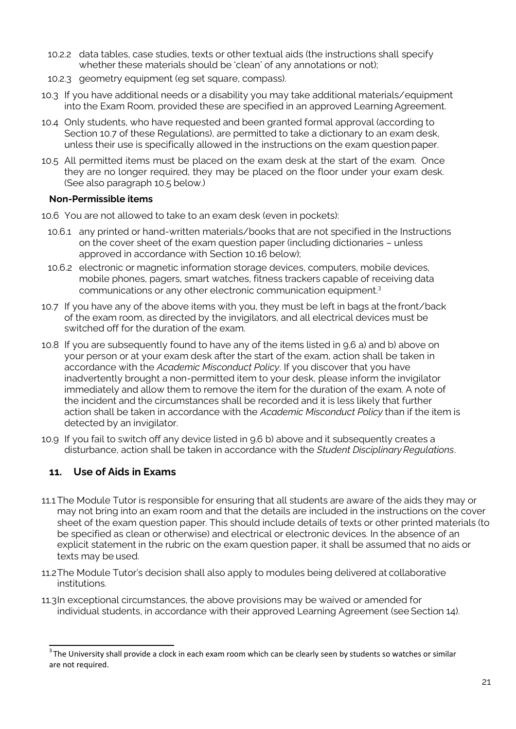10.2.2 data tables, case studies, texts or other textual aids (the instructions shall specify whether these materials should be 'clean' of any annotations or not);

10.2.3 geometry equipment (eg set square, compass).

10.3 If you have additional needs or a disability you may take additional materials/equipment into the Exam Room, provided these are specified in an approved Learning Agreement.

10.4 Only students, who have requested and been granted formal approval (according to Section 10.7 of these Regulations), are permitted to take a dictionary to an exam desk, unless their use is specifically allowed in the instructions on the exam question paper.

10.5 All permitted items must be placed on the exam desk at the start of the exam. Once they are no longer required, they may be placed on the floor under your exam desk. (See also paragraph 10.5 below.)

**Non-Permissible items**

10.6 You are not allowed to take to an exam desk (even in pockets):

10.6.1 any printed or hand-written materials/books that are not specified in the Instructions on the cover sheet of the exam question paper (including dictionaries – unless approved in accordance with Section 10.16 below);

10.6.2 electronic or magnetic information storage devices, computers, mobile devices, mobile phones, pagers, smart watches, fitness trackers capable of receiving data communications or any other electronic communication equipment.[3]

10.7 If you have any of the above items with you, they must be left in bags at the front/back of the exam room, as directed by the invigilators, and all electrical devices must be switched off for the duration of the exam.

10.8 If you are subsequently found to have any of the items listed in 9.6 a) and b) above on your person or at your exam desk after the start of the exam, action shall be taken in accordance with the *Academic Misconduct Policy*. If you discover that you have inadvertently brought a non-permitted item to your desk, please inform the invigilator immediately and allow them to remove the item for the duration of the exam. A note of the incident and the circumstances shall be recorded and it is less likely that further action shall be taken in accordance with the *Academic Misconduct Policy* than if the item is detected by an invigilator.

10.9 If you fail to switch off any device listed in 9.6 b) above and it subsequently creates a disturbance, action shall be taken in accordance with the *Student Disciplinary Regulations*.

## 11. Use of Aids in Exams

11.1 The Module Tutor is responsible for ensuring that all students are aware of the aids they may or may not bring into an exam room and that the details are included in the instructions on the cover sheet of the exam question paper. This should include details of texts or other printed materials (to be specified as clean or otherwise) and electrical or electronic devices. In the absence of an explicit statement in the rubric on the exam question paper, it shall be assumed that no aids or texts may be used.

11.2 The Module Tutor's decision shall also apply to modules being delivered at collaborative institutions.

11.3 In exceptional circumstances, the above provisions may be waived or amended for individual students, in accordance with their approved Learning Agreement (see Section 14).

[3] The University shall provide a clock in each exam room which can be clearly seen by students so watches or similar are not required.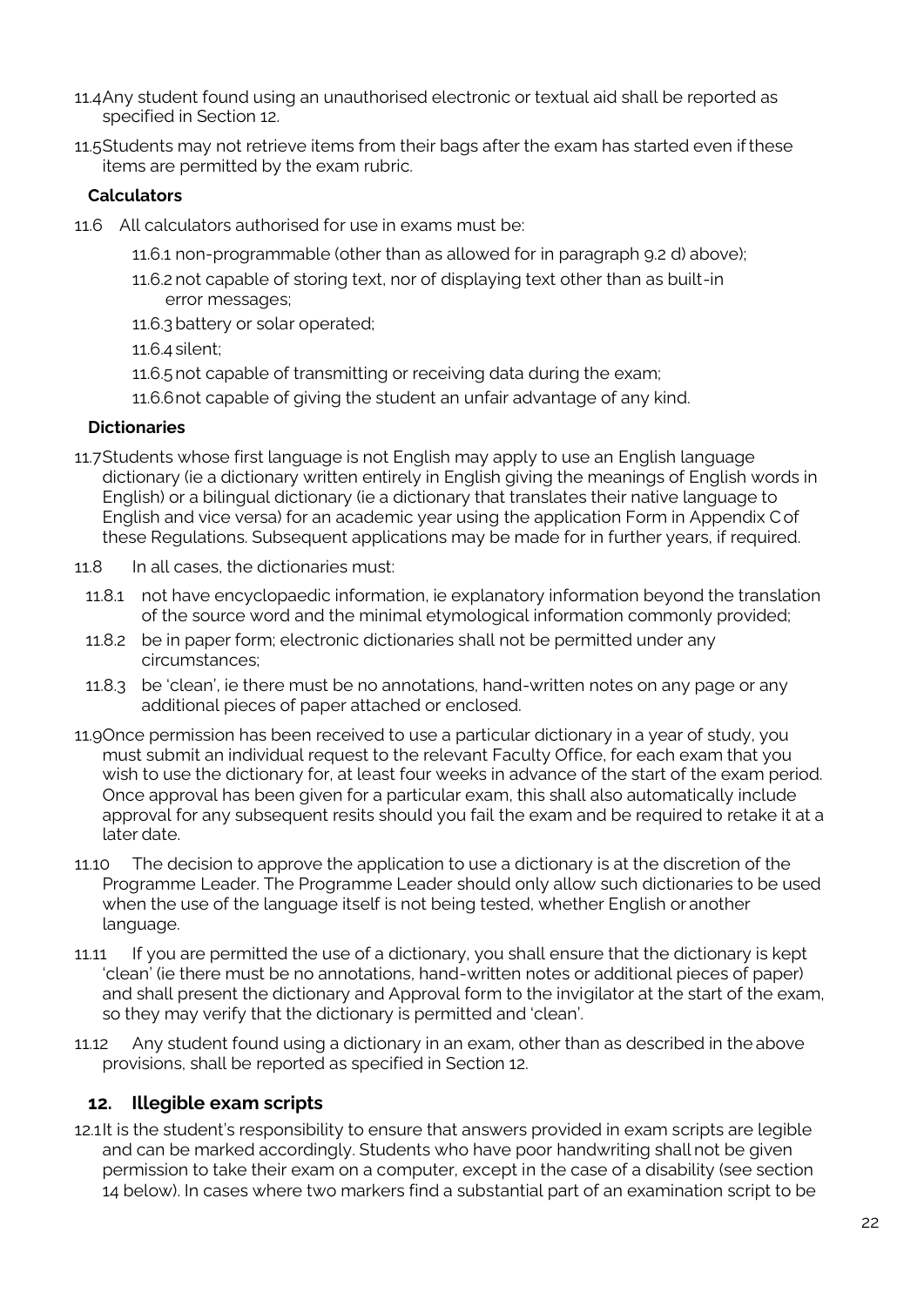11.4 Any student found using an unauthorised electronic or textual aid shall be reported as specified in Section 12.

11.5 Students may not retrieve items from their bags after the exam has started even if these items are permitted by the exam rubric.

**Calculators**

11.6 All calculators authorised for use in exams must be:

- 11.6.1 non-programmable (other than as allowed for in paragraph 9.2 d) above);
- 11.6.2 not capable of storing text, nor of displaying text other than as built-in error messages;
- 11.6.3 battery or solar operated;
- 11.6.4 silent;
- 11.6.5 not capable of transmitting or receiving data during the exam;
- 11.6.6 not capable of giving the student an unfair advantage of any kind.

**Dictionaries**

11.7 Students whose first language is not English may apply to use an English language dictionary (ie a dictionary written entirely in English giving the meanings of English words in English) or a bilingual dictionary (ie a dictionary that translates their native language to English and vice versa) for an academic year using the application Form in Appendix C of these Regulations. Subsequent applications may be made for in further years, if required.

11.8 In all cases, the dictionaries must:

- 11.8.1 not have encyclopaedic information, ie explanatory information beyond the translation of the source word and the minimal etymological information commonly provided;
- 11.8.2 be in paper form; electronic dictionaries shall not be permitted under any circumstances;
- 11.8.3 be 'clean', ie there must be no annotations, hand-written notes on any page or any additional pieces of paper attached or enclosed.

11.9 Once permission has been received to use a particular dictionary in a year of study, you must submit an individual request to the relevant Faculty Office, for each exam that you wish to use the dictionary for, at least four weeks in advance of the start of the exam period. Once approval has been given for a particular exam, this shall also automatically include approval for any subsequent resits should you fail the exam and be required to retake it at a later date.

11.10 The decision to approve the application to use a dictionary is at the discretion of the Programme Leader. The Programme Leader should only allow such dictionaries to be used when the use of the language itself is not being tested, whether English or another language.

11.11 If you are permitted the use of a dictionary, you shall ensure that the dictionary is kept 'clean' (ie there must be no annotations, hand-written notes or additional pieces of paper) and shall present the dictionary and Approval form to the invigilator at the start of the exam, so they may verify that the dictionary is permitted and 'clean'.

11.12 Any student found using a dictionary in an exam, other than as described in the above provisions, shall be reported as specified in Section 12.

## 12. Illegible exam scripts

12.1 It is the student's responsibility to ensure that answers provided in exam scripts are legible and can be marked accordingly. Students who have poor handwriting shall not be given permission to take their exam on a computer, except in the case of a disability (see section 14 below). In cases where two markers find a substantial part of an examination script to be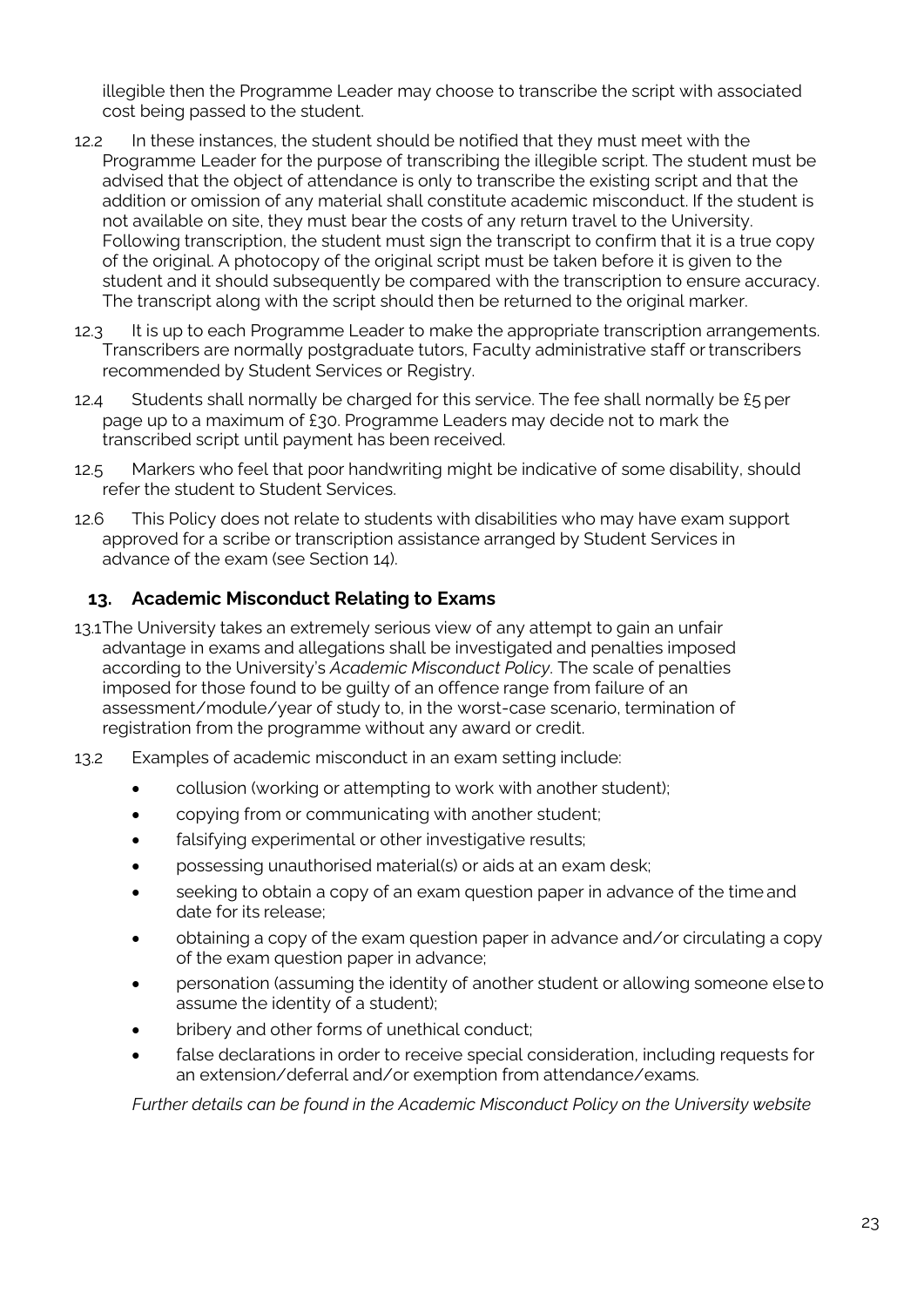illegible then the Programme Leader may choose to transcribe the script with associated cost being passed to the student.

12.2 In these instances, the student should be notified that they must meet with the Programme Leader for the purpose of transcribing the illegible script. The student must be advised that the object of attendance is only to transcribe the existing script and that the addition or omission of any material shall constitute academic misconduct. If the student is not available on site, they must bear the costs of any return travel to the University. Following transcription, the student must sign the transcript to confirm that it is a true copy of the original. A photocopy of the original script must be taken before it is given to the student and it should subsequently be compared with the transcription to ensure accuracy. The transcript along with the script should then be returned to the original marker.

12.3 It is up to each Programme Leader to make the appropriate transcription arrangements. Transcribers are normally postgraduate tutors, Faculty administrative staff or transcribers recommended by Student Services or Registry.

12.4 Students shall normally be charged for this service. The fee shall normally be £5 per page up to a maximum of £30. Programme Leaders may decide not to mark the transcribed script until payment has been received.

12.5 Markers who feel that poor handwriting might be indicative of some disability, should refer the student to Student Services.

12.6 This Policy does not relate to students with disabilities who may have exam support approved for a scribe or transcription assistance arranged by Student Services in advance of the exam (see Section 14).

## 13. Academic Misconduct Relating to Exams

13.1 The University takes an extremely serious view of any attempt to gain an unfair advantage in exams and allegations shall be investigated and penalties imposed according to the University's *Academic Misconduct Policy*. The scale of penalties imposed for those found to be guilty of an offence range from failure of an assessment/module/year of study to, in the worst-case scenario, termination of registration from the programme without any award or credit.

13.2 Examples of academic misconduct in an exam setting include:

- collusion (working or attempting to work with another student);
- copying from or communicating with another student;
- falsifying experimental or other investigative results;
- possessing unauthorised material(s) or aids at an exam desk;
- seeking to obtain a copy of an exam question paper in advance of the time and date for its release;
- obtaining a copy of the exam question paper in advance and/or circulating a copy of the exam question paper in advance;
- personation (assuming the identity of another student or allowing someone else to assume the identity of a student);
- bribery and other forms of unethical conduct;
- false declarations in order to receive special consideration, including requests for an extension/deferral and/or exemption from attendance/exams.

*Further details can be found in the Academic Misconduct Policy on the University website*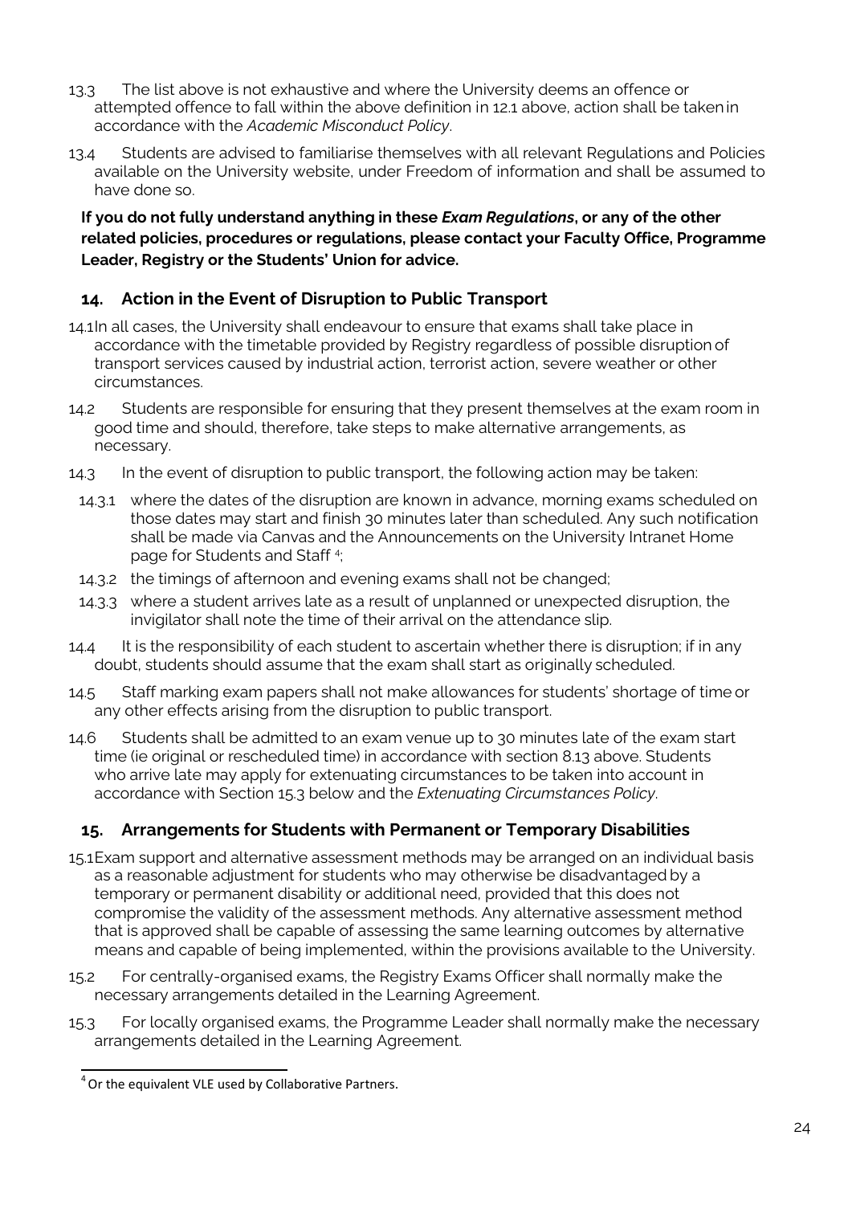13.3 The list above is not exhaustive and where the University deems an offence or attempted offence to fall within the above definition in 12.1 above, action shall be taken in accordance with the *Academic Misconduct Policy*.

13.4 Students are advised to familiarise themselves with all relevant Regulations and Policies available on the University website, under Freedom of information and shall be assumed to have done so.

**If you do not fully understand anything in these *Exam Regulations*, or any of the other related policies, procedures or regulations, please contact your Faculty Office, Programme Leader, Registry or the Students' Union for advice.**

## 14. Action in the Event of Disruption to Public Transport

14.1 In all cases, the University shall endeavour to ensure that exams shall take place in accordance with the timetable provided by Registry regardless of possible disruption of transport services caused by industrial action, terrorist action, severe weather or other circumstances.

14.2 Students are responsible for ensuring that they present themselves at the exam room in good time and should, therefore, take steps to make alternative arrangements, as necessary.

14.3 In the event of disruption to public transport, the following action may be taken:

14.3.1 where the dates of the disruption are known in advance, morning exams scheduled on those dates may start and finish 30 minutes later than scheduled. Any such notification shall be made via Canvas and the Announcements on the University Intranet Home page for Students and Staff [4];

14.3.2 the timings of afternoon and evening exams shall not be changed;

14.3.3 where a student arrives late as a result of unplanned or unexpected disruption, the invigilator shall note the time of their arrival on the attendance slip.

14.4 It is the responsibility of each student to ascertain whether there is disruption; if in any doubt, students should assume that the exam shall start as originally scheduled.

14.5 Staff marking exam papers shall not make allowances for students' shortage of time or any other effects arising from the disruption to public transport.

14.6 Students shall be admitted to an exam venue up to 30 minutes late of the exam start time (ie original or rescheduled time) in accordance with section 8.13 above. Students who arrive late may apply for extenuating circumstances to be taken into account in accordance with Section 15.3 below and the *Extenuating Circumstances Policy*.

## 15. Arrangements for Students with Permanent or Temporary Disabilities

15.1 Exam support and alternative assessment methods may be arranged on an individual basis as a reasonable adjustment for students who may otherwise be disadvantaged by a temporary or permanent disability or additional need, provided that this does not compromise the validity of the assessment methods. Any alternative assessment method that is approved shall be capable of assessing the same learning outcomes by alternative means and capable of being implemented, within the provisions available to the University.

15.2 For centrally-organised exams, the Registry Exams Officer shall normally make the necessary arrangements detailed in the Learning Agreement.

15.3 For locally organised exams, the Programme Leader shall normally make the necessary arrangements detailed in the Learning Agreement.

---

[4] Or the equivalent VLE used by Collaborative Partners.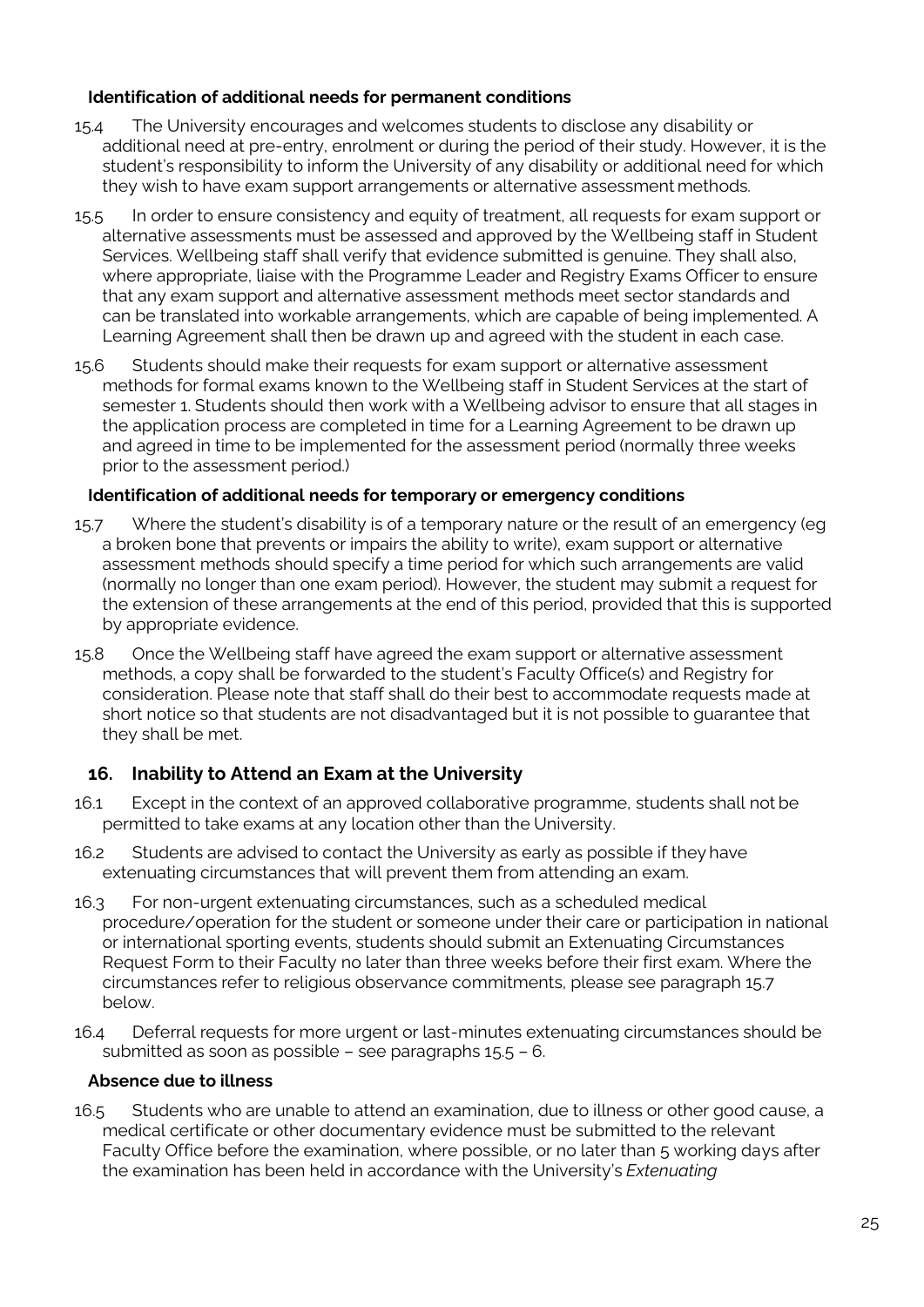### Identification of additional needs for permanent conditions

15.4 The University encourages and welcomes students to disclose any disability or additional need at pre-entry, enrolment or during the period of their study. However, it is the student's responsibility to inform the University of any disability or additional need for which they wish to have exam support arrangements or alternative assessment methods.

15.5 In order to ensure consistency and equity of treatment, all requests for exam support or alternative assessments must be assessed and approved by the Wellbeing staff in Student Services. Wellbeing staff shall verify that evidence submitted is genuine. They shall also, where appropriate, liaise with the Programme Leader and Registry Exams Officer to ensure that any exam support and alternative assessment methods meet sector standards and can be translated into workable arrangements, which are capable of being implemented. A Learning Agreement shall then be drawn up and agreed with the student in each case.

15.6 Students should make their requests for exam support or alternative assessment methods for formal exams known to the Wellbeing staff in Student Services at the start of semester 1. Students should then work with a Wellbeing advisor to ensure that all stages in the application process are completed in time for a Learning Agreement to be drawn up and agreed in time to be implemented for the assessment period (normally three weeks prior to the assessment period.)

### Identification of additional needs for temporary or emergency conditions

15.7 Where the student's disability is of a temporary nature or the result of an emergency (eg a broken bone that prevents or impairs the ability to write), exam support or alternative assessment methods should specify a time period for which such arrangements are valid (normally no longer than one exam period). However, the student may submit a request for the extension of these arrangements at the end of this period, provided that this is supported by appropriate evidence.

15.8 Once the Wellbeing staff have agreed the exam support or alternative assessment methods, a copy shall be forwarded to the student's Faculty Office(s) and Registry for consideration. Please note that staff shall do their best to accommodate requests made at short notice so that students are not disadvantaged but it is not possible to guarantee that they shall be met.

## 16. Inability to Attend an Exam at the University

16.1 Except in the context of an approved collaborative programme, students shall not be permitted to take exams at any location other than the University.

16.2 Students are advised to contact the University as early as possible if they have extenuating circumstances that will prevent them from attending an exam.

16.3 For non-urgent extenuating circumstances, such as a scheduled medical procedure/operation for the student or someone under their care or participation in national or international sporting events, students should submit an Extenuating Circumstances Request Form to their Faculty no later than three weeks before their first exam. Where the circumstances refer to religious observance commitments, please see paragraph 15.7 below.

16.4 Deferral requests for more urgent or last-minutes extenuating circumstances should be submitted as soon as possible – see paragraphs 15.5 – 6.

### Absence due to illness

16.5 Students who are unable to attend an examination, due to illness or other good cause, a medical certificate or other documentary evidence must be submitted to the relevant Faculty Office before the examination, where possible, or no later than 5 working days after the examination has been held in accordance with the University's *Extenuating*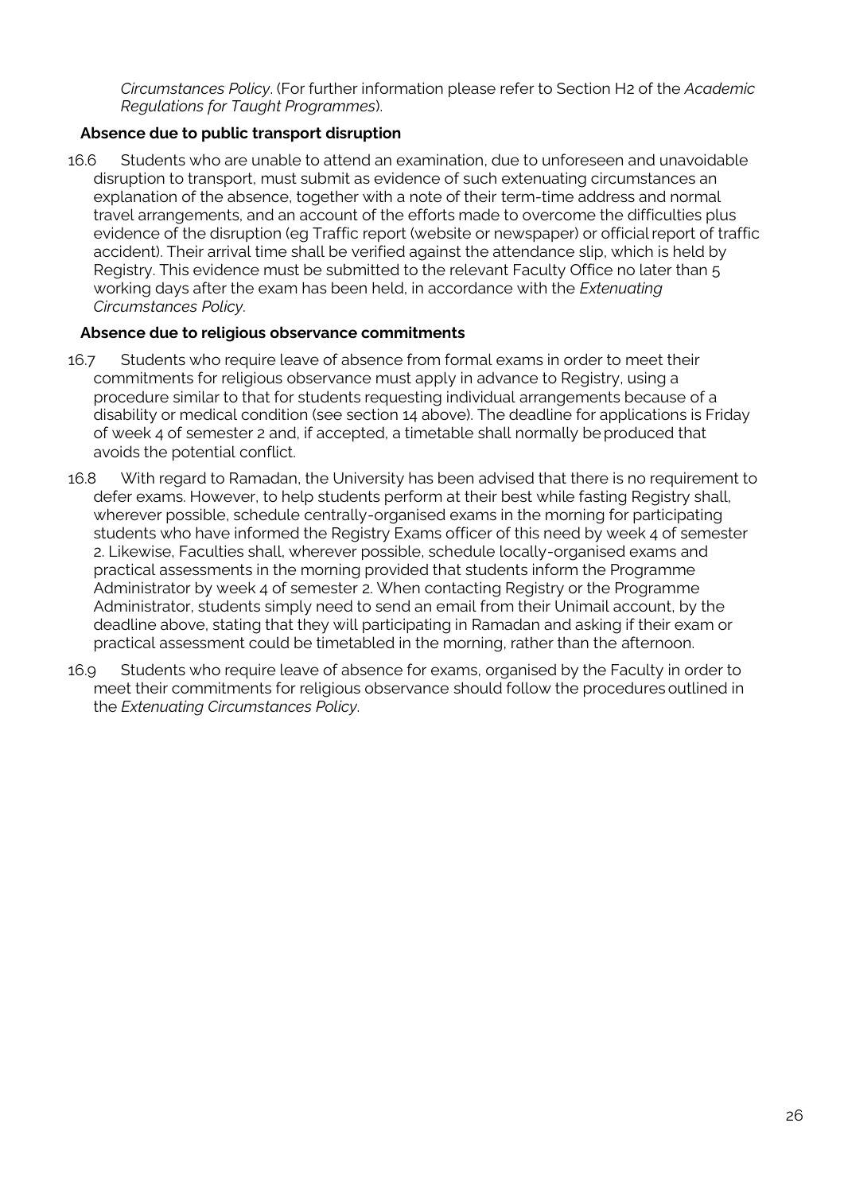*Circumstances Policy*. (For further information please refer to Section H2 of the *Academic Regulations for Taught Programmes*).

**Absence due to public transport disruption**

16.6 Students who are unable to attend an examination, due to unforeseen and unavoidable disruption to transport, must submit as evidence of such extenuating circumstances an explanation of the absence, together with a note of their term-time address and normal travel arrangements, and an account of the efforts made to overcome the difficulties plus evidence of the disruption (eg Traffic report (website or newspaper) or official report of traffic accident). Their arrival time shall be verified against the attendance slip, which is held by Registry. This evidence must be submitted to the relevant Faculty Office no later than 5 working days after the exam has been held, in accordance with the *Extenuating Circumstances Policy*.

**Absence due to religious observance commitments**

16.7 Students who require leave of absence from formal exams in order to meet their commitments for religious observance must apply in advance to Registry, using a procedure similar to that for students requesting individual arrangements because of a disability or medical condition (see section 14 above). The deadline for applications is Friday of week 4 of semester 2 and, if accepted, a timetable shall normally be produced that avoids the potential conflict.

16.8 With regard to Ramadan, the University has been advised that there is no requirement to defer exams. However, to help students perform at their best while fasting Registry shall, wherever possible, schedule centrally-organised exams in the morning for participating students who have informed the Registry Exams officer of this need by week 4 of semester 2. Likewise, Faculties shall, wherever possible, schedule locally-organised exams and practical assessments in the morning provided that students inform the Programme Administrator by week 4 of semester 2. When contacting Registry or the Programme Administrator, students simply need to send an email from their Unimail account, by the deadline above, stating that they will participating in Ramadan and asking if their exam or practical assessment could be timetabled in the morning, rather than the afternoon.

16.9 Students who require leave of absence for exams, organised by the Faculty in order to meet their commitments for religious observance should follow the procedures outlined in the *Extenuating Circumstances Policy*.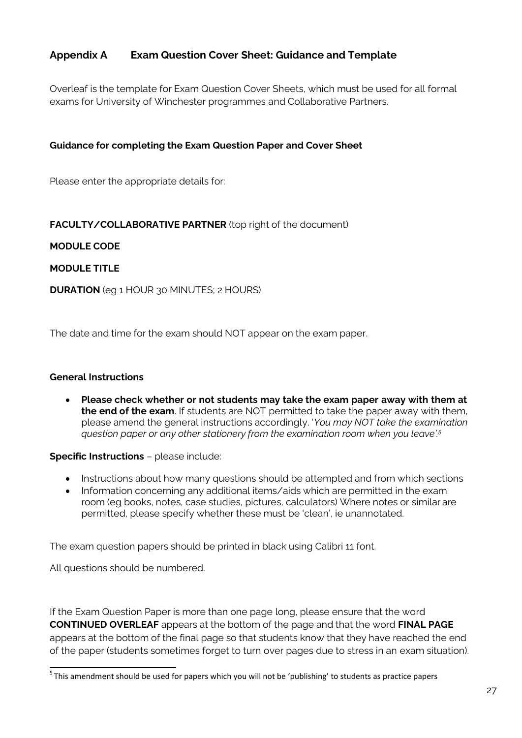## Appendix A Exam Question Cover Sheet: Guidance and Template

Overleaf is the template for Exam Question Cover Sheets, which must be used for all formal exams for University of Winchester programmes and Collaborative Partners.

### Guidance for completing the Exam Question Paper and Cover Sheet

Please enter the appropriate details for:

**FACULTY/COLLABORATIVE PARTNER** (top right of the document)

**MODULE CODE**

**MODULE TITLE**

**DURATION** (eg 1 HOUR 30 MINUTES; 2 HOURS)

The date and time for the exam should NOT appear on the exam paper.

**General Instructions**

- **Please check whether or not students may take the exam paper away with them at the end of the exam**. If students are NOT permitted to take the paper away with them, please amend the general instructions accordingly. '*You may NOT take the examination question paper or any other stationery from the examination room when you leave*'.[5]

**Specific Instructions** – please include:

- Instructions about how many questions should be attempted and from which sections
- Information concerning any additional items/aids which are permitted in the exam room (eg books, notes, case studies, pictures, calculators) Where notes or similar are permitted, please specify whether these must be 'clean', ie unannotated.

The exam question papers should be printed in black using Calibri 11 font.

All questions should be numbered.

If the Exam Question Paper is more than one page long, please ensure that the word **CONTINUED OVERLEAF** appears at the bottom of the page and that the word **FINAL PAGE** appears at the bottom of the final page so that students know that they have reached the end of the paper (students sometimes forget to turn over pages due to stress in an exam situation).

---

[5] This amendment should be used for papers which you will not be 'publishing' to students as practice papers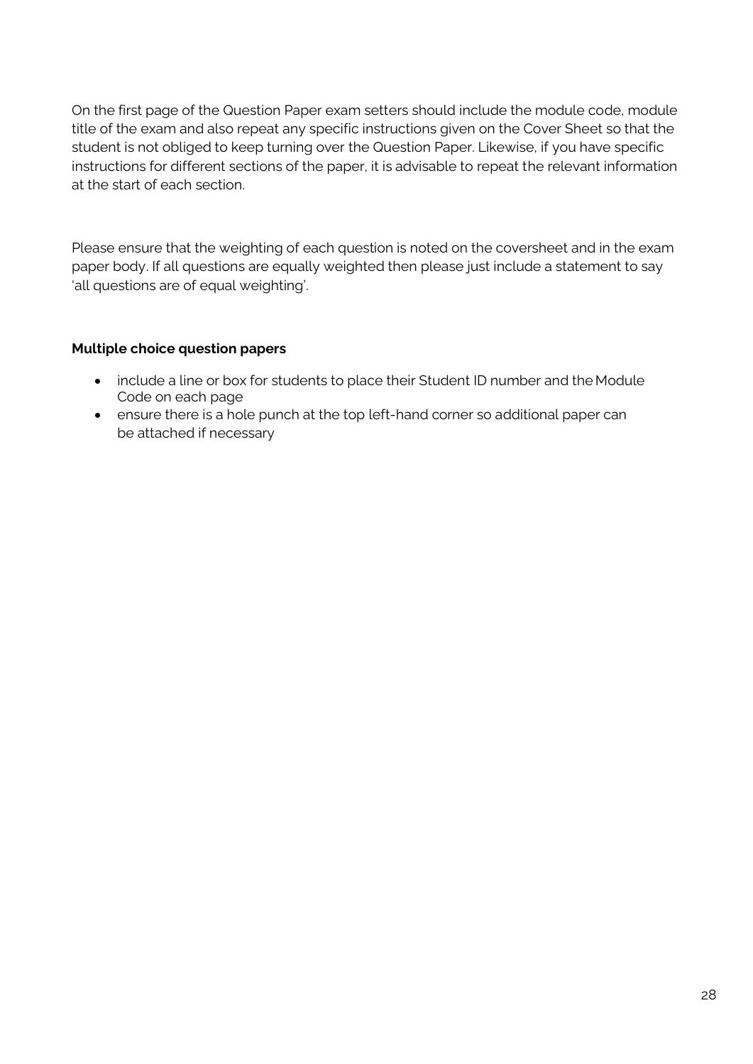On the first page of the Question Paper exam setters should include the module code, module title of the exam and also repeat any specific instructions given on the Cover Sheet so that the student is not obliged to keep turning over the Question Paper. Likewise, if you have specific instructions for different sections of the paper, it is advisable to repeat the relevant information at the start of each section.

Please ensure that the weighting of each question is noted on the coversheet and in the exam paper body. If all questions are equally weighted then please just include a statement to say 'all questions are of equal weighting'.

**Multiple choice question papers**

- include a line or box for students to place their Student ID number and the Module Code on each page
- ensure there is a hole punch at the top left-hand corner so additional paper can be attached if necessary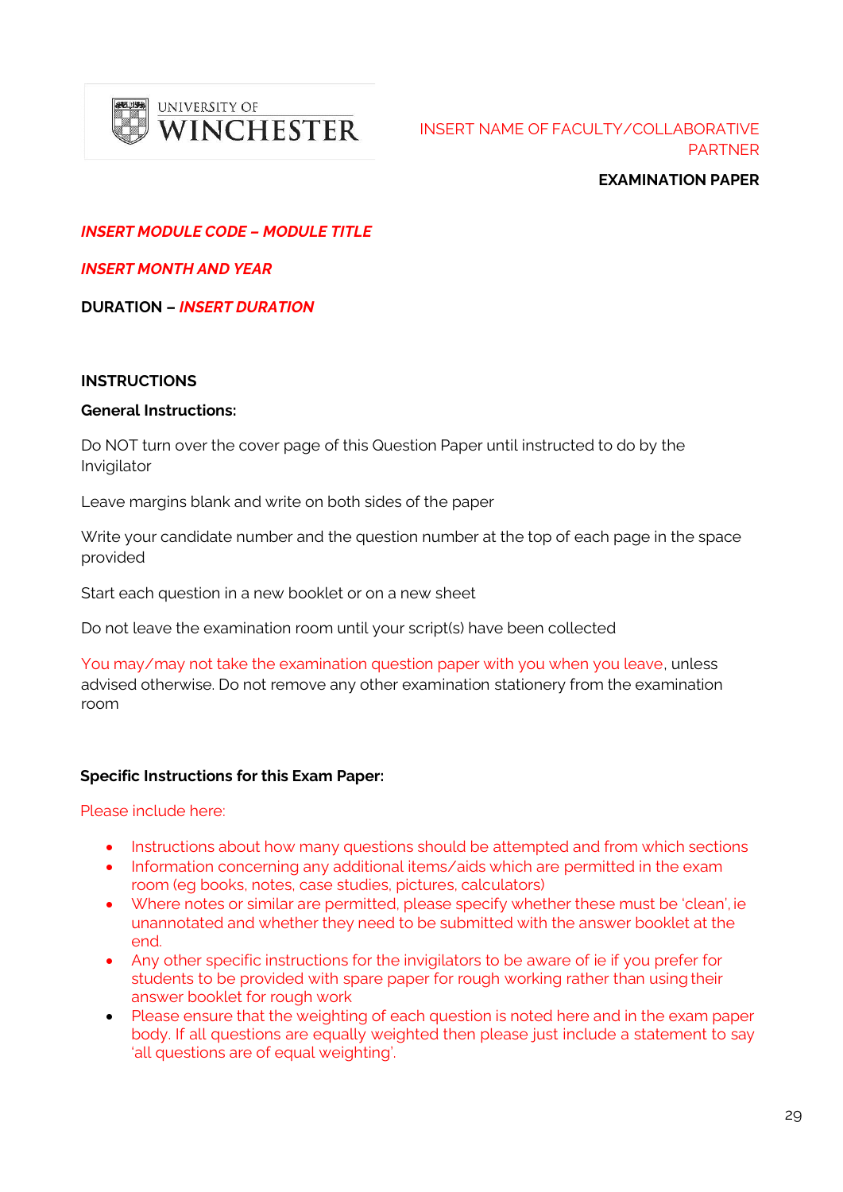UNIVERSITY OF WINCHESTER

INSERT NAME OF FACULTY/COLLABORATIVE PARTNER

**EXAMINATION PAPER**

***INSERT MODULE CODE – MODULE TITLE***

***INSERT MONTH AND YEAR***

**DURATION –** ***INSERT DURATION***

**INSTRUCTIONS**

**General Instructions:**

Do NOT turn over the cover page of this Question Paper until instructed to do by the Invigilator

Leave margins blank and write on both sides of the paper

Write your candidate number and the question number at the top of each page in the space provided

Start each question in a new booklet or on a new sheet

Do not leave the examination room until your script(s) have been collected

You may/may not take the examination question paper with you when you leave, unless advised otherwise. Do not remove any other examination stationery from the examination room

**Specific Instructions for this Exam Paper:**

Please include here:

- Instructions about how many questions should be attempted and from which sections
- Information concerning any additional items/aids which are permitted in the exam room (eg books, notes, case studies, pictures, calculators)
- Where notes or similar are permitted, please specify whether these must be 'clean', ie unannotated and whether they need to be submitted with the answer booklet at the end.
- Any other specific instructions for the invigilators to be aware of ie if you prefer for students to be provided with spare paper for rough working rather than using their answer booklet for rough work
- Please ensure that the weighting of each question is noted here and in the exam paper body. If all questions are equally weighted then please just include a statement to say 'all questions are of equal weighting'.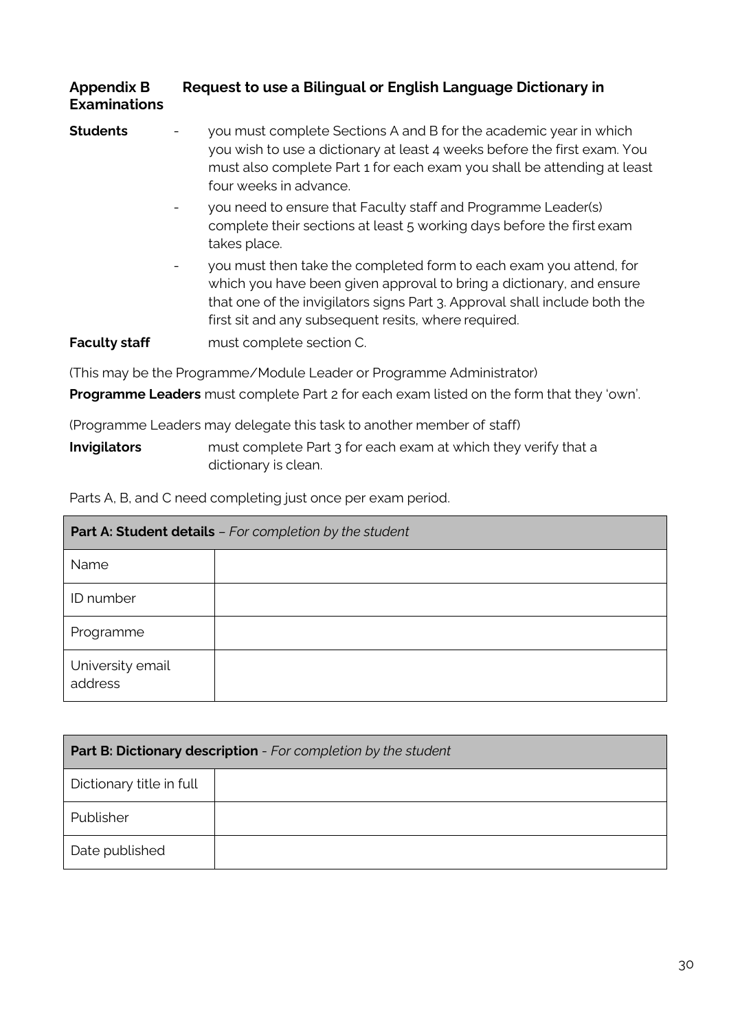## Appendix B Examinations — Request to use a Bilingual or English Language Dictionary in Examinations

**Students**

- you must complete Sections A and B for the academic year in which you wish to use a dictionary at least 4 weeks before the first exam. You must also complete Part 1 for each exam you shall be attending at least four weeks in advance.
- you need to ensure that Faculty staff and Programme Leader(s) complete their sections at least 5 working days before the first exam takes place.
- you must then take the completed form to each exam you attend, for which you have been given approval to bring a dictionary, and ensure that one of the invigilators signs Part 3. Approval shall include both the first sit and any subsequent resits, where required.

**Faculty staff** must complete section C.

(This may be the Programme/Module Leader or Programme Administrator)

**Programme Leaders** must complete Part 2 for each exam listed on the form that they 'own'.

(Programme Leaders may delegate this task to another member of staff)

**Invigilators** must complete Part 3 for each exam at which they verify that a dictionary is clean.

Parts A, B, and C need completing just once per exam period.

| **Part A: Student details** – *For completion by the student* | |
|---|---|
| Name | |
| ID number | |
| Programme | |
| University email address | |

| **Part B: Dictionary description** - *For completion by the student* | |
|---|---|
| Dictionary title in full | |
| Publisher | |
| Date published | |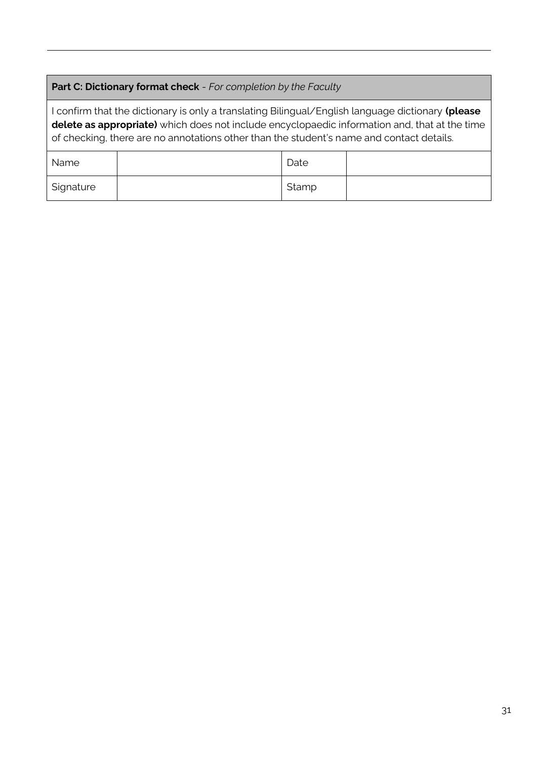**Part C: Dictionary format check** - *For completion by the Faculty*

I confirm that the dictionary is only a translating Bilingual/English language dictionary **(please delete as appropriate)** which does not include encyclopaedic information and, that at the time of checking, there are no annotations other than the student's name and contact details.

| Name | | Date | |
|---|---|---|---|
| Signature | | Stamp | |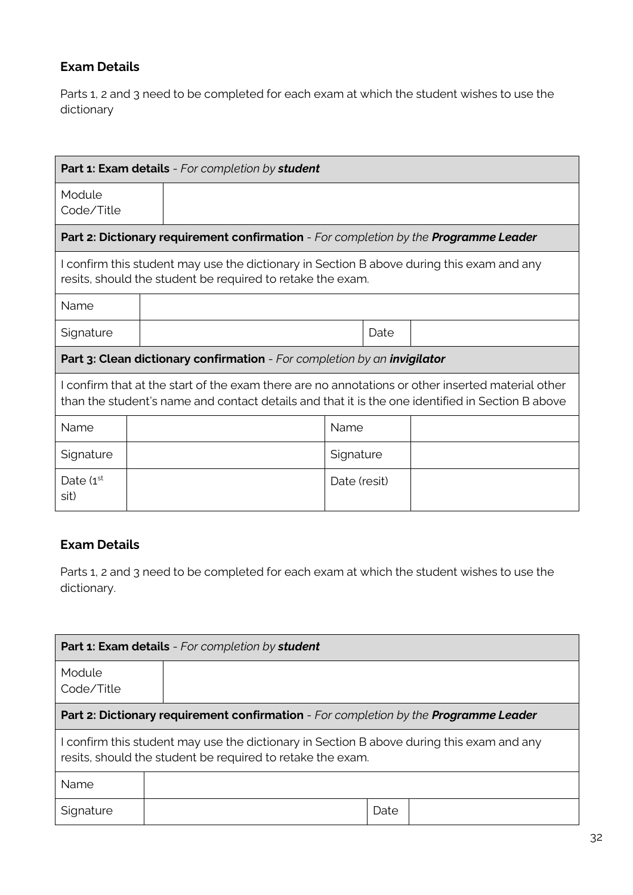## Exam Details

Parts 1, 2 and 3 need to be completed for each exam at which the student wishes to use the dictionary

| **Part 1: Exam details** - *For completion by* ***student*** | | | |
|---|---|---|---|
| Module Code/Title | | | |
| **Part 2: Dictionary requirement confirmation** - *For completion by the* ***Programme Leader*** | | | |
| I confirm this student may use the dictionary in Section B above during this exam and any resits, should the student be required to retake the exam. | | | |
| Name | | | |
| Signature | | Date | |
| **Part 3: Clean dictionary confirmation** - *For completion by an* ***invigilator*** | | | |
| I confirm that at the start of the exam there are no annotations or other inserted material other than the student's name and contact details and that it is the one identified in Section B above | | | |
| Name | | Name | |
| Signature | | Signature | |
| Date (1st sit) | | Date (resit) | |

## Exam Details

Parts 1, 2 and 3 need to be completed for each exam at which the student wishes to use the dictionary.

| **Part 1: Exam details** - *For completion by* ***student*** | | | |
|---|---|---|---|
| Module Code/Title | | | |
| **Part 2: Dictionary requirement confirmation** - *For completion by the* ***Programme Leader*** | | | |
| I confirm this student may use the dictionary in Section B above during this exam and any resits, should the student be required to retake the exam. | | | |
| Name | | | |
| Signature | | Date | |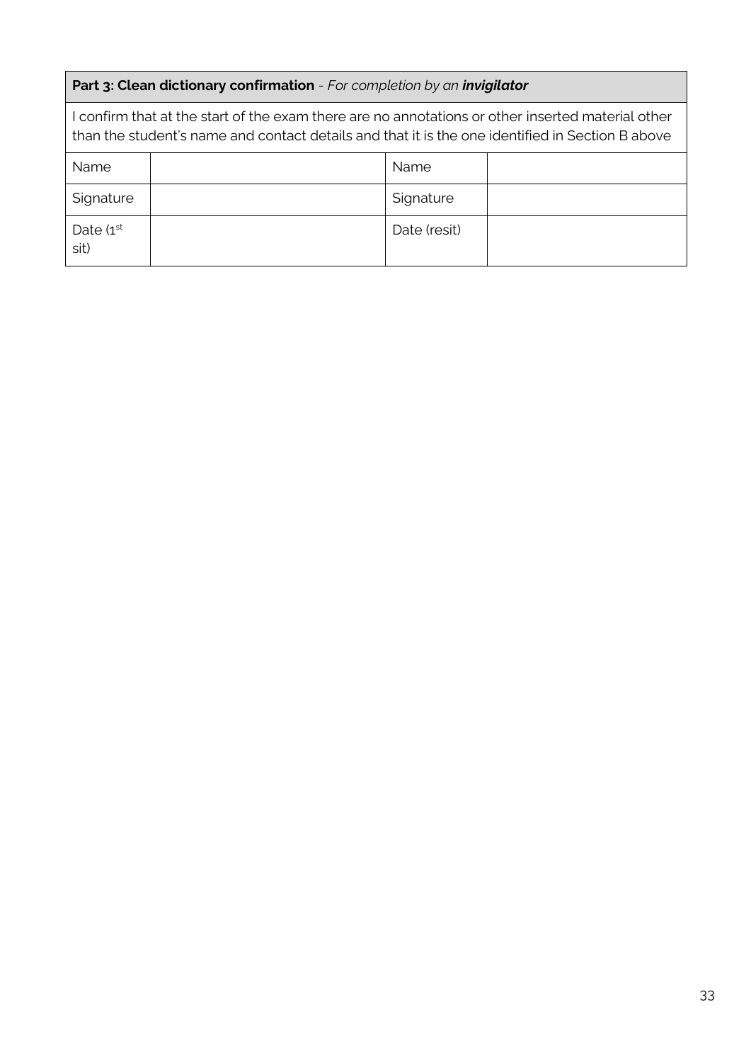| **Part 3: Clean dictionary confirmation** - *For completion by an* ***invigilator*** | | | |
|---|---|---|---|
| I confirm that at the start of the exam there are no annotations or other inserted material other than the student's name and contact details and that it is the one identified in Section B above | | | |
| Name | | Name | |
| Signature | | Signature | |
| Date (1st sit) | | Date (resit) | |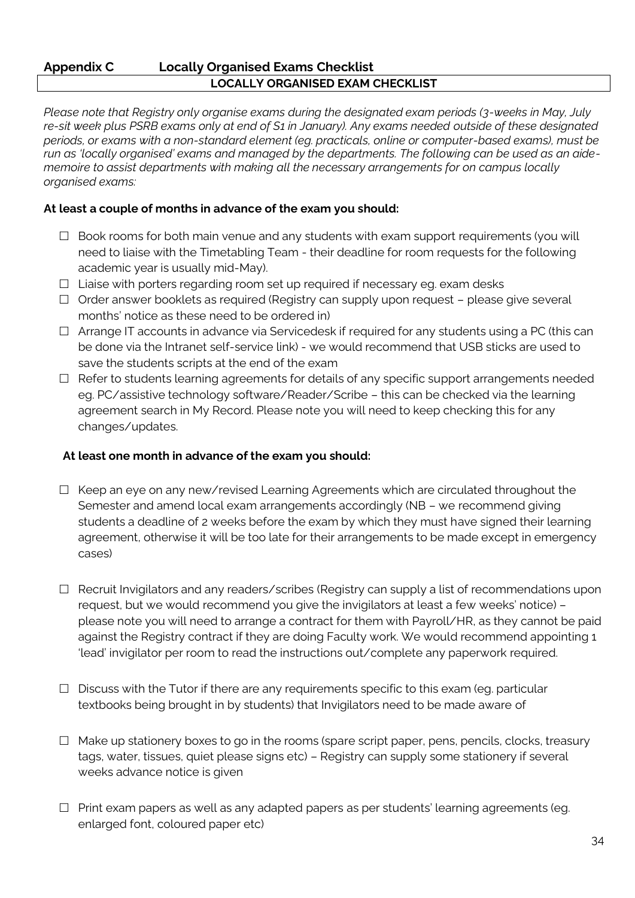## Appendix C Locally Organised Exams Checklist

**LOCALLY ORGANISED EXAM CHECKLIST**

*Please note that Registry only organise exams during the designated exam periods (3-weeks in May, July re-sit week plus PSRB exams only at end of S1 in January). Any exams needed outside of these designated periods, or exams with a non-standard element (eg. practicals, online or computer-based exams), must be run as 'locally organised' exams and managed by the departments. The following can be used as an aide-memoire to assist departments with making all the necessary arrangements for on campus locally organised exams:*

**At least a couple of months in advance of the exam you should:**

- ☐ Book rooms for both main venue and any students with exam support requirements (you will need to liaise with the Timetabling Team - their deadline for room requests for the following academic year is usually mid-May).
- ☐ Liaise with porters regarding room set up required if necessary eg. exam desks
- ☐ Order answer booklets as required (Registry can supply upon request – please give several months' notice as these need to be ordered in)
- ☐ Arrange IT accounts in advance via Servicedesk if required for any students using a PC (this can be done via the Intranet self-service link) - we would recommend that USB sticks are used to save the students scripts at the end of the exam
- ☐ Refer to students learning agreements for details of any specific support arrangements needed eg. PC/assistive technology software/Reader/Scribe – this can be checked via the learning agreement search in My Record. Please note you will need to keep checking this for any changes/updates.

**At least one month in advance of the exam you should:**

- ☐ Keep an eye on any new/revised Learning Agreements which are circulated throughout the Semester and amend local exam arrangements accordingly (NB – we recommend giving students a deadline of 2 weeks before the exam by which they must have signed their learning agreement, otherwise it will be too late for their arrangements to be made except in emergency cases)
- ☐ Recruit Invigilators and any readers/scribes (Registry can supply a list of recommendations upon request, but we would recommend you give the invigilators at least a few weeks' notice) – please note you will need to arrange a contract for them with Payroll/HR, as they cannot be paid against the Registry contract if they are doing Faculty work. We would recommend appointing 1 'lead' invigilator per room to read the instructions out/complete any paperwork required.
- ☐ Discuss with the Tutor if there are any requirements specific to this exam (eg. particular textbooks being brought in by students) that Invigilators need to be made aware of
- ☐ Make up stationery boxes to go in the rooms (spare script paper, pens, pencils, clocks, treasury tags, water, tissues, quiet please signs etc) – Registry can supply some stationery if several weeks advance notice is given
- ☐ Print exam papers as well as any adapted papers as per students' learning agreements (eg. enlarged font, coloured paper etc)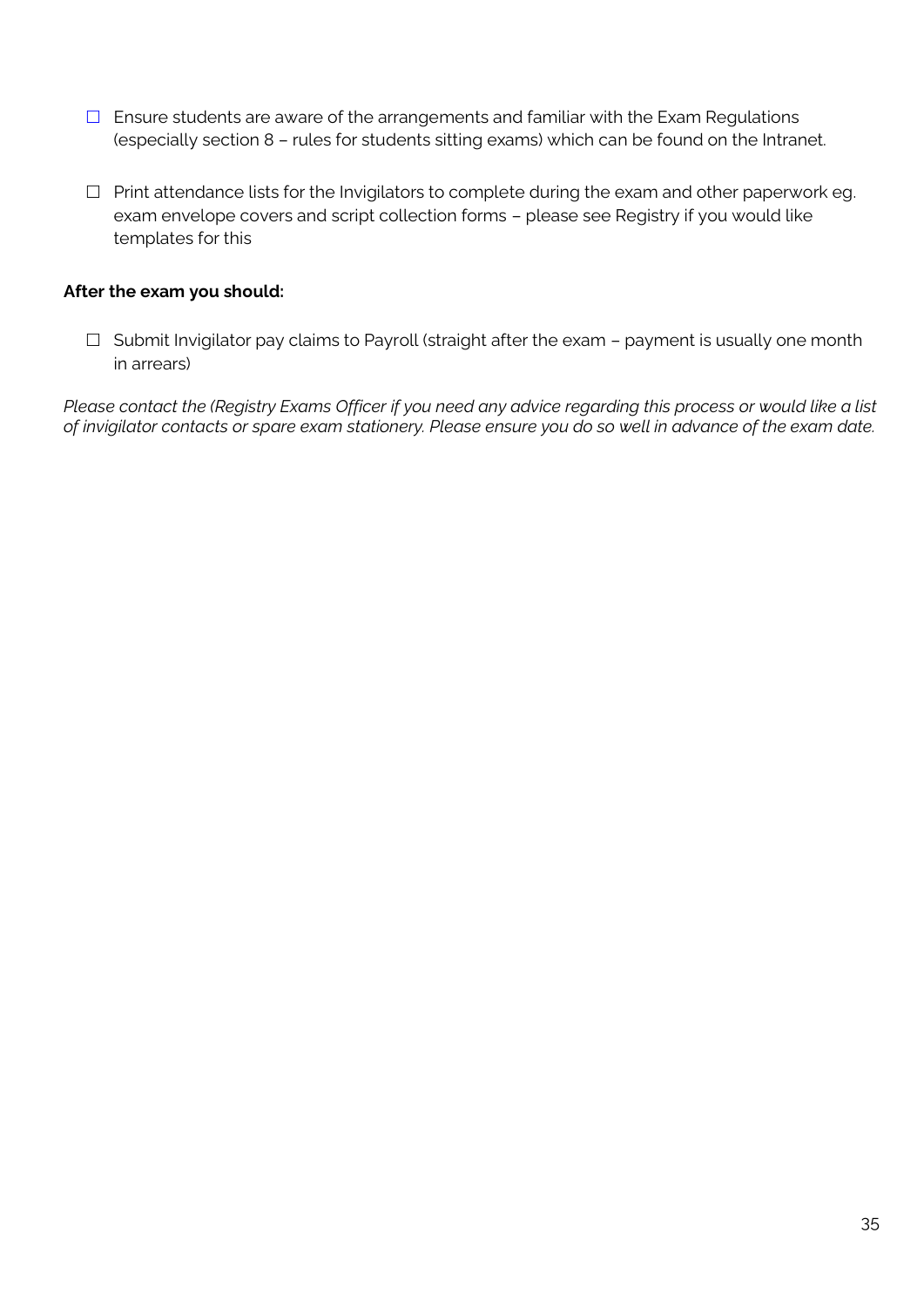- ☐ Ensure students are aware of the arrangements and familiar with the Exam Regulations (especially section 8 – rules for students sitting exams) which can be found on the Intranet.

- ☐ Print attendance lists for the Invigilators to complete during the exam and other paperwork eg. exam envelope covers and script collection forms – please see Registry if you would like templates for this

**After the exam you should:**

- ☐ Submit Invigilator pay claims to Payroll (straight after the exam – payment is usually one month in arrears)

*Please contact the (Registry Exams Officer if you need any advice regarding this process or would like a list of invigilator contacts or spare exam stationery. Please ensure you do so well in advance of the exam date.*